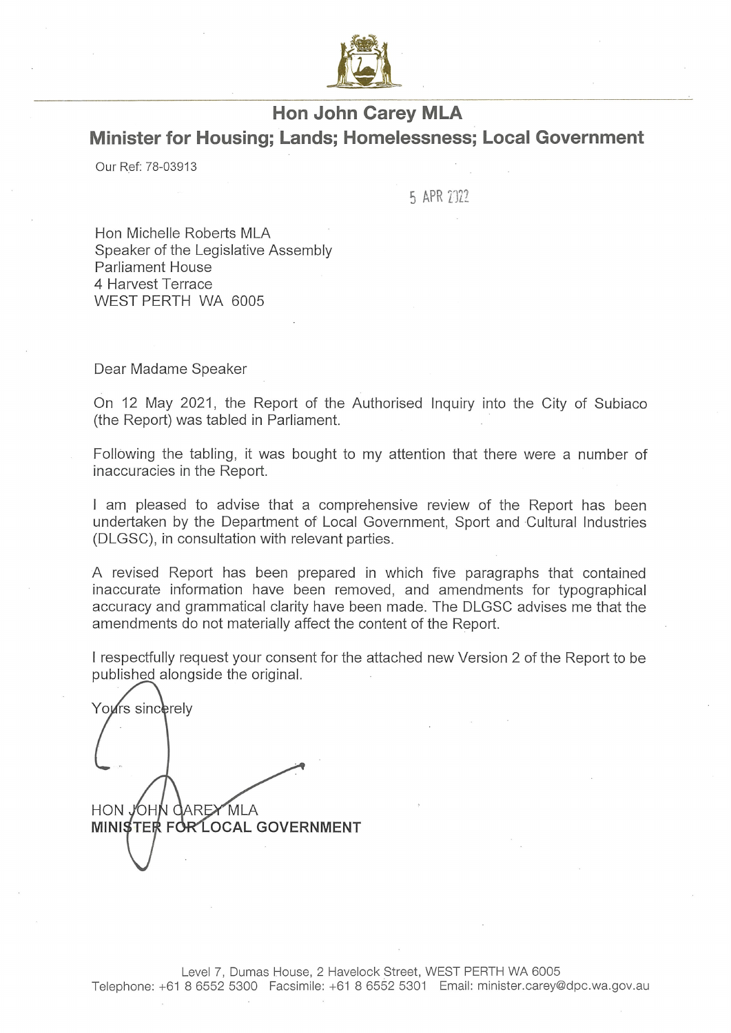# Hon John Carey MLA

## Minister for Housing; Lands; Homelessness; Local Government

Our Ref: 78-03913

5 APR 2022

Hon Michelle Roberts MLA
Speaker of the Legislative Assembly
Parliament House
4 Harvest Terrace
WEST PERTH WA 6005

Dear Madame Speaker

On 12 May 2021, the Report of the Authorised Inquiry into the City of Subiaco (the Report) was tabled in Parliament.

Following the tabling, it was bought to my attention that there were a number of inaccuracies in the Report.

I am pleased to advise that a comprehensive review of the Report has been undertaken by the Department of Local Government, Sport and Cultural Industries (DLGSC), in consultation with relevant parties.

A revised Report has been prepared in which five paragraphs that contained inaccurate information have been removed, and amendments for typographical accuracy and grammatical clarity have been made. The DLGSC advises me that the amendments do not materially affect the content of the Report.

I respectfully request your consent for the attached new Version 2 of the Report to be published alongside the original.

Yours sincerely

HON JOHN CAREY MLA
**MINISTER FOR LOCAL GOVERNMENT**

Level 7, Dumas House, 2 Havelock Street, WEST PERTH WA 6005
Telephone: +61 8 6552 5300 Facsimile: +61 8 6552 5301 Email: minister.carey@dpc.wa.gov.au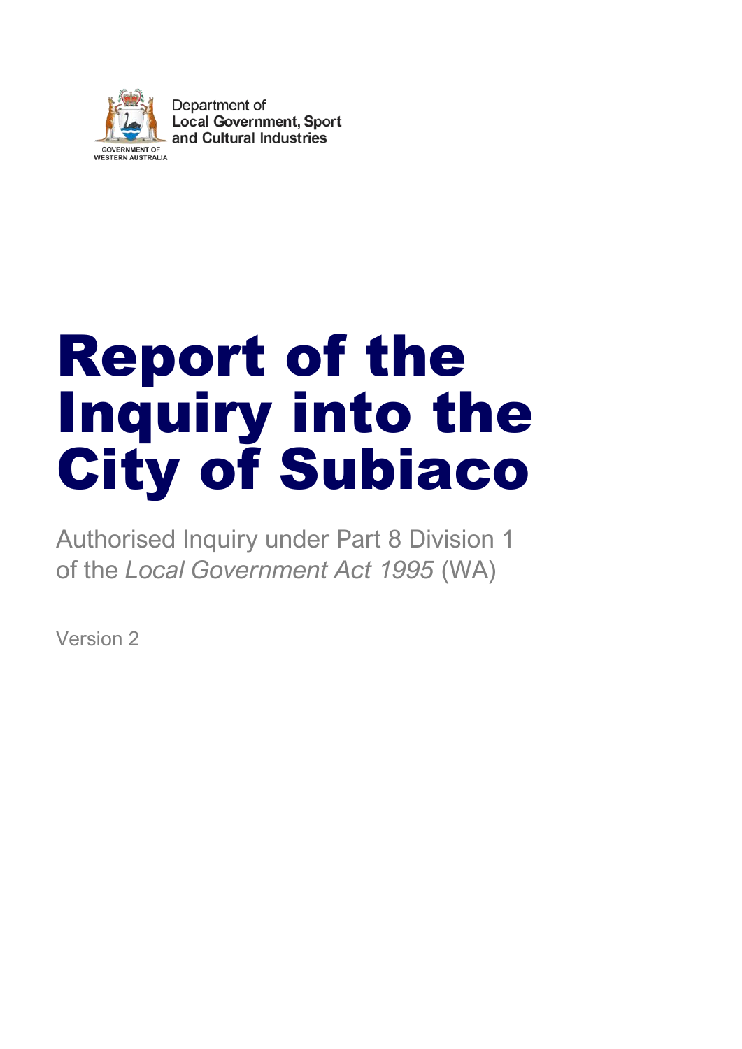Department of
Local Government, Sport
and Cultural Industries

GOVERNMENT OF
WESTERN AUSTRALIA

# Report of the Inquiry into the City of Subiaco

Authorised Inquiry under Part 8 Division 1 of the *Local Government Act 1995* (WA)

Version 2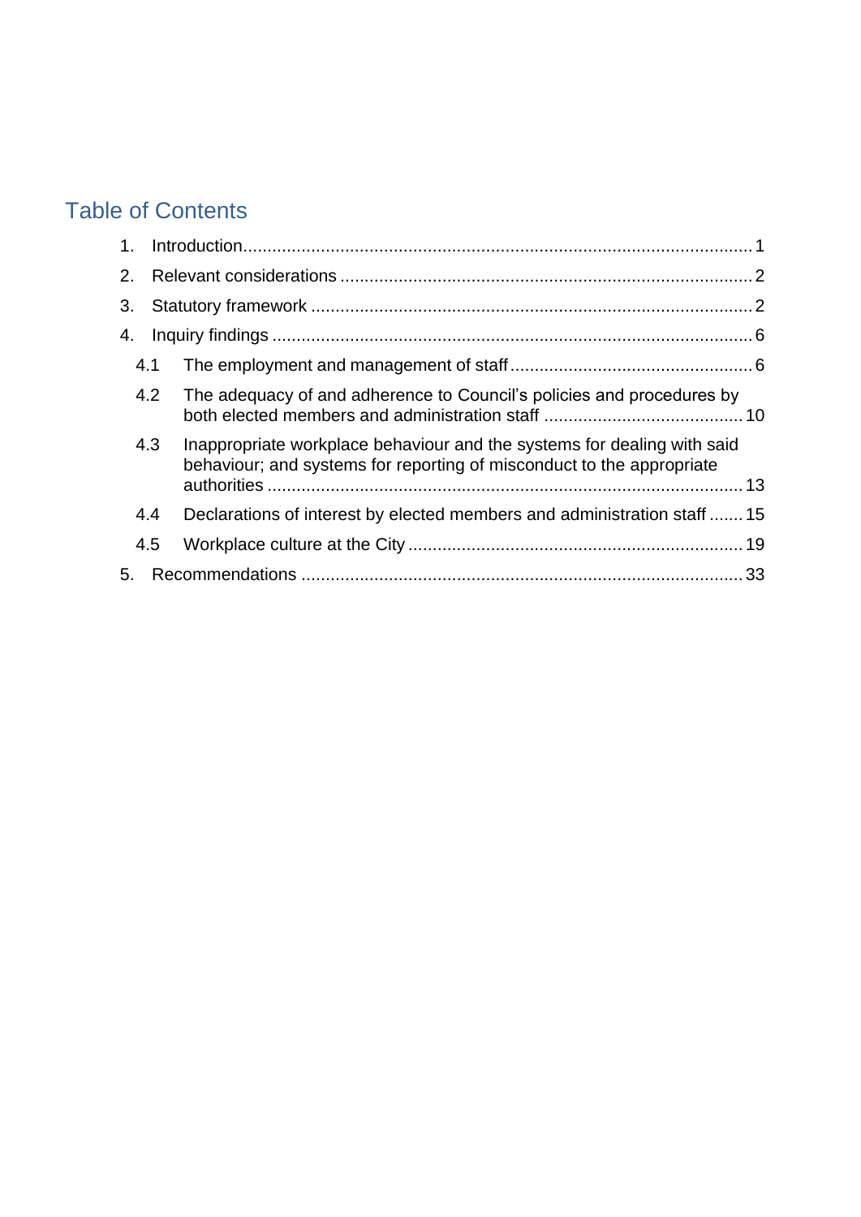# Table of Contents

1. Introduction ........................................................................................................ 1
2. Relevant considerations .................................................................................... 2
3. Statutory framework .......................................................................................... 2
4. Inquiry findings .................................................................................................. 6
   - 4.1 The employment and management of staff ................................................. 6
   - 4.2 The adequacy of and adherence to Council's policies and procedures by both elected members and administration staff ......................................... 10
   - 4.3 Inappropriate workplace behaviour and the systems for dealing with said behaviour; and systems for reporting of misconduct to the appropriate authorities ................................................................................................ 13
   - 4.4 Declarations of interest by elected members and administration staff ....... 15
   - 4.5 Workplace culture at the City .................................................................... 19
5. Recommendations ............................................................................................ 33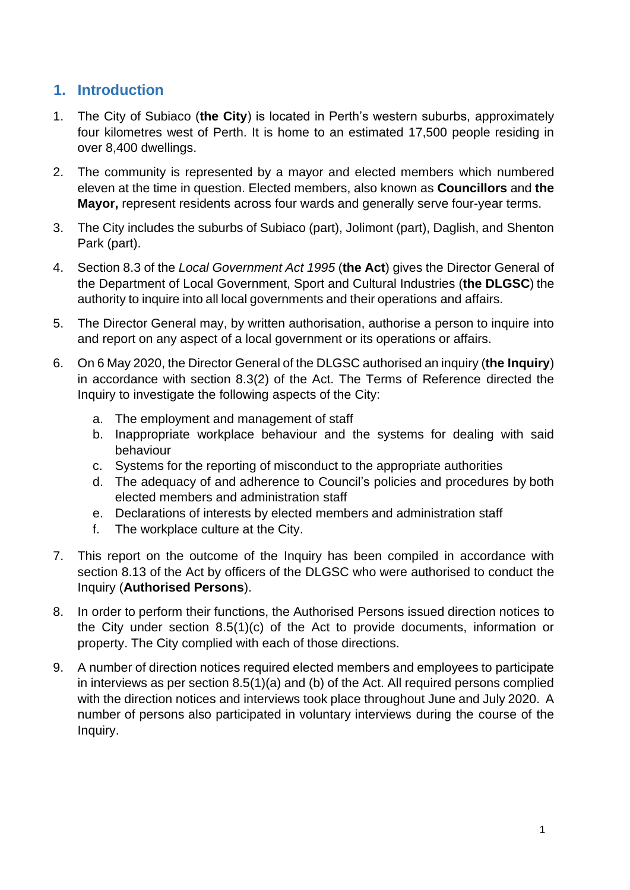## 1. Introduction

1. The City of Subiaco (**the City**) is located in Perth's western suburbs, approximately four kilometres west of Perth. It is home to an estimated 17,500 people residing in over 8,400 dwellings.

2. The community is represented by a mayor and elected members which numbered eleven at the time in question. Elected members, also known as **Councillors** and **the Mayor,** represent residents across four wards and generally serve four-year terms.

3. The City includes the suburbs of Subiaco (part), Jolimont (part), Daglish, and Shenton Park (part).

4. Section 8.3 of the *Local Government Act 1995* (**the Act**) gives the Director General of the Department of Local Government, Sport and Cultural Industries (**the DLGSC**) the authority to inquire into all local governments and their operations and affairs.

5. The Director General may, by written authorisation, authorise a person to inquire into and report on any aspect of a local government or its operations or affairs.

6. On 6 May 2020, the Director General of the DLGSC authorised an inquiry (**the Inquiry**) in accordance with section 8.3(2) of the Act. The Terms of Reference directed the Inquiry to investigate the following aspects of the City:

   a. The employment and management of staff
   b. Inappropriate workplace behaviour and the systems for dealing with said behaviour
   c. Systems for the reporting of misconduct to the appropriate authorities
   d. The adequacy of and adherence to Council's policies and procedures by both elected members and administration staff
   e. Declarations of interests by elected members and administration staff
   f. The workplace culture at the City.

7. This report on the outcome of the Inquiry has been compiled in accordance with section 8.13 of the Act by officers of the DLGSC who were authorised to conduct the Inquiry (**Authorised Persons**).

8. In order to perform their functions, the Authorised Persons issued direction notices to the City under section 8.5(1)(c) of the Act to provide documents, information or property. The City complied with each of those directions.

9. A number of direction notices required elected members and employees to participate in interviews as per section 8.5(1)(a) and (b) of the Act. All required persons complied with the direction notices and interviews took place throughout June and July 2020. A number of persons also participated in voluntary interviews during the course of the Inquiry.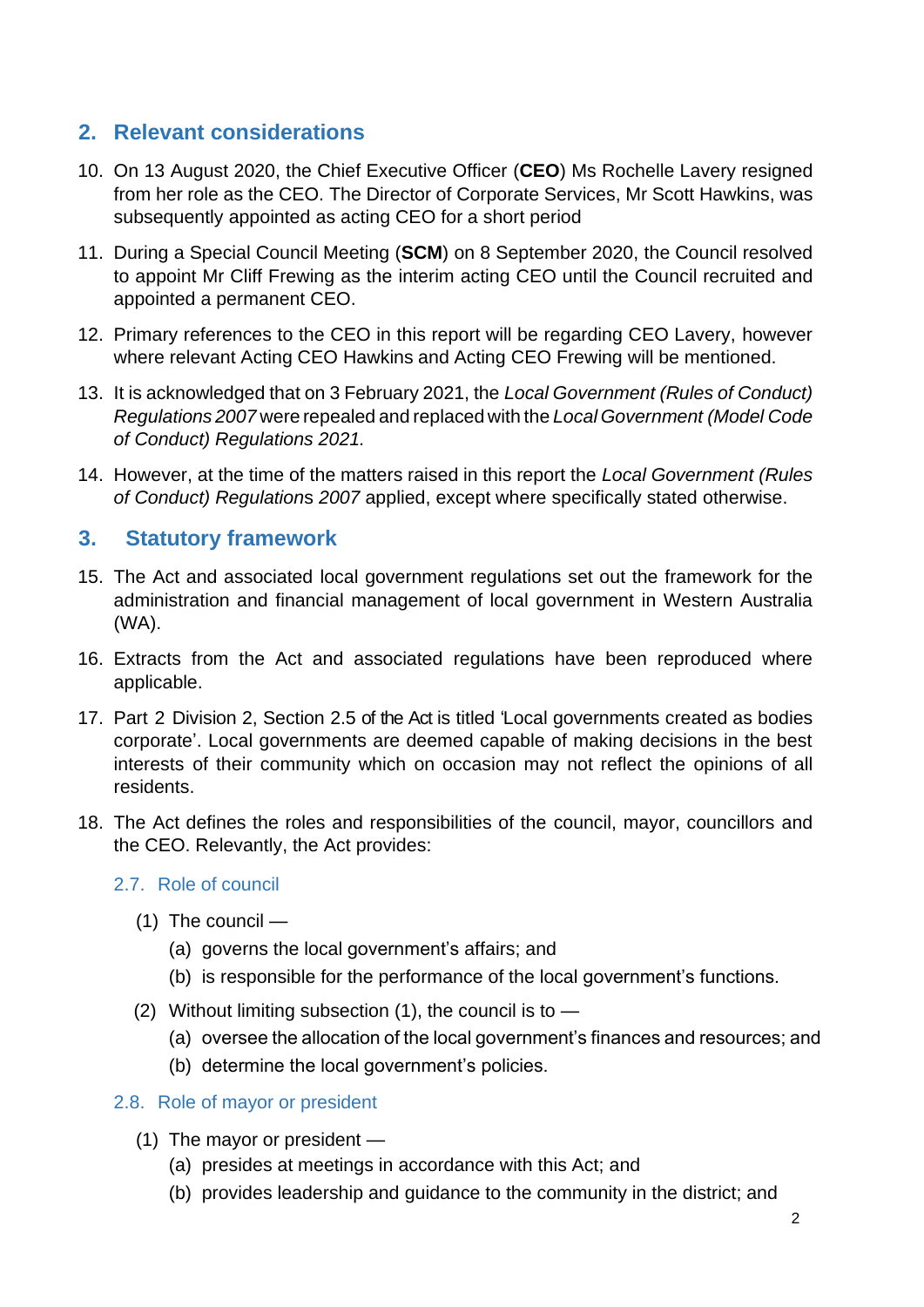## 2. Relevant considerations

10. On 13 August 2020, the Chief Executive Officer (**CEO**) Ms Rochelle Lavery resigned from her role as the CEO. The Director of Corporate Services, Mr Scott Hawkins, was subsequently appointed as acting CEO for a short period

11. During a Special Council Meeting (**SCM**) on 8 September 2020, the Council resolved to appoint Mr Cliff Frewing as the interim acting CEO until the Council recruited and appointed a permanent CEO.

12. Primary references to the CEO in this report will be regarding CEO Lavery, however where relevant Acting CEO Hawkins and Acting CEO Frewing will be mentioned.

13. It is acknowledged that on 3 February 2021, the *Local Government (Rules of Conduct) Regulations 2007* were repealed and replaced with the *Local Government (Model Code of Conduct) Regulations 2021.*

14. However, at the time of the matters raised in this report the *Local Government (Rules of Conduct) Regulations 2007* applied, except where specifically stated otherwise.

## 3. Statutory framework

15. The Act and associated local government regulations set out the framework for the administration and financial management of local government in Western Australia (WA).

16. Extracts from the Act and associated regulations have been reproduced where applicable.

17. Part 2 Division 2, Section 2.5 of the Act is titled 'Local governments created as bodies corporate'. Local governments are deemed capable of making decisions in the best interests of their community which on occasion may not reflect the opinions of all residents.

18. The Act defines the roles and responsibilities of the council, mayor, councillors and the CEO. Relevantly, the Act provides:

### 2.7. Role of council

(1) The council —

(a) governs the local government's affairs; and

(b) is responsible for the performance of the local government's functions.

(2) Without limiting subsection (1), the council is to —

(a) oversee the allocation of the local government's finances and resources; and

(b) determine the local government's policies.

### 2.8. Role of mayor or president

(1) The mayor or president —

(a) presides at meetings in accordance with this Act; and

(b) provides leadership and guidance to the community in the district; and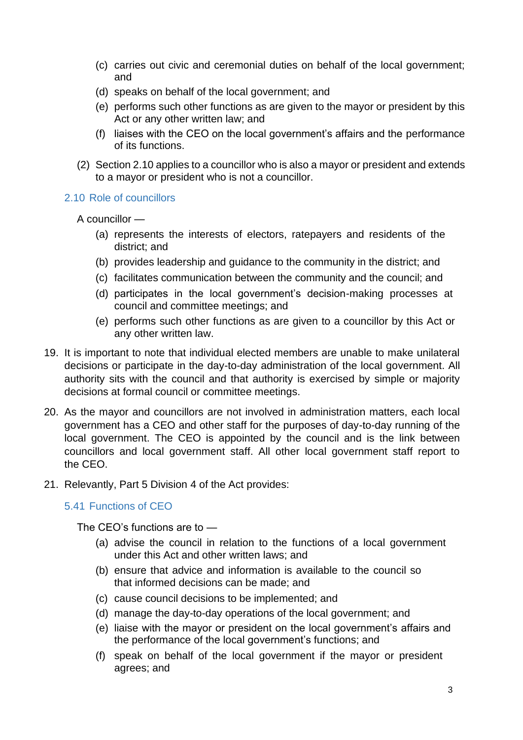(c) carries out civic and ceremonial duties on behalf of the local government; and

(d) speaks on behalf of the local government; and

(e) performs such other functions as are given to the mayor or president by this Act or any other written law; and

(f) liaises with the CEO on the local government's affairs and the performance of its functions.

(2) Section 2.10 applies to a councillor who is also a mayor or president and extends to a mayor or president who is not a councillor.

### 2.10 Role of councillors

A councillor —

(a) represents the interests of electors, ratepayers and residents of the district; and

(b) provides leadership and guidance to the community in the district; and

(c) facilitates communication between the community and the council; and

(d) participates in the local government's decision-making processes at council and committee meetings; and

(e) performs such other functions as are given to a councillor by this Act or any other written law.

19. It is important to note that individual elected members are unable to make unilateral decisions or participate in the day-to-day administration of the local government. All authority sits with the council and that authority is exercised by simple or majority decisions at formal council or committee meetings.

20. As the mayor and councillors are not involved in administration matters, each local government has a CEO and other staff for the purposes of day-to-day running of the local government. The CEO is appointed by the council and is the link between councillors and local government staff. All other local government staff report to the CEO.

21. Relevantly, Part 5 Division 4 of the Act provides:

### 5.41 Functions of CEO

The CEO's functions are to —

(a) advise the council in relation to the functions of a local government under this Act and other written laws; and

(b) ensure that advice and information is available to the council so that informed decisions can be made; and

(c) cause council decisions to be implemented; and

(d) manage the day-to-day operations of the local government; and

(e) liaise with the mayor or president on the local government's affairs and the performance of the local government's functions; and

(f) speak on behalf of the local government if the mayor or president agrees; and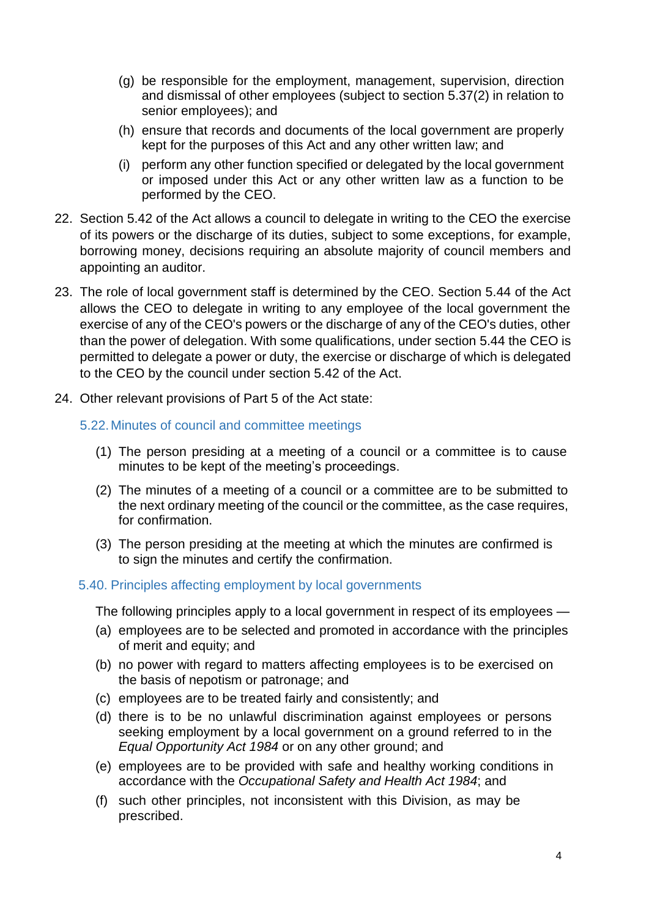(g) be responsible for the employment, management, supervision, direction and dismissal of other employees (subject to section 5.37(2) in relation to senior employees); and

(h) ensure that records and documents of the local government are properly kept for the purposes of this Act and any other written law; and

(i) perform any other function specified or delegated by the local government or imposed under this Act or any other written law as a function to be performed by the CEO.

22. Section 5.42 of the Act allows a council to delegate in writing to the CEO the exercise of its powers or the discharge of its duties, subject to some exceptions, for example, borrowing money, decisions requiring an absolute majority of council members and appointing an auditor.

23. The role of local government staff is determined by the CEO. Section 5.44 of the Act allows the CEO to delegate in writing to any employee of the local government the exercise of any of the CEO's powers or the discharge of any of the CEO's duties, other than the power of delegation. With some qualifications, under section 5.44 the CEO is permitted to delegate a power or duty, the exercise or discharge of which is delegated to the CEO by the council under section 5.42 of the Act.

24. Other relevant provisions of Part 5 of the Act state:

#### 5.22. Minutes of council and committee meetings

(1) The person presiding at a meeting of a council or a committee is to cause minutes to be kept of the meeting's proceedings.

(2) The minutes of a meeting of a council or a committee are to be submitted to the next ordinary meeting of the council or the committee, as the case requires, for confirmation.

(3) The person presiding at the meeting at which the minutes are confirmed is to sign the minutes and certify the confirmation.

#### 5.40. Principles affecting employment by local governments

The following principles apply to a local government in respect of its employees —

(a) employees are to be selected and promoted in accordance with the principles of merit and equity; and

(b) no power with regard to matters affecting employees is to be exercised on the basis of nepotism or patronage; and

(c) employees are to be treated fairly and consistently; and

(d) there is to be no unlawful discrimination against employees or persons seeking employment by a local government on a ground referred to in the *Equal Opportunity Act 1984* or on any other ground; and

(e) employees are to be provided with safe and healthy working conditions in accordance with the *Occupational Safety and Health Act 1984*; and

(f) such other principles, not inconsistent with this Division, as may be prescribed.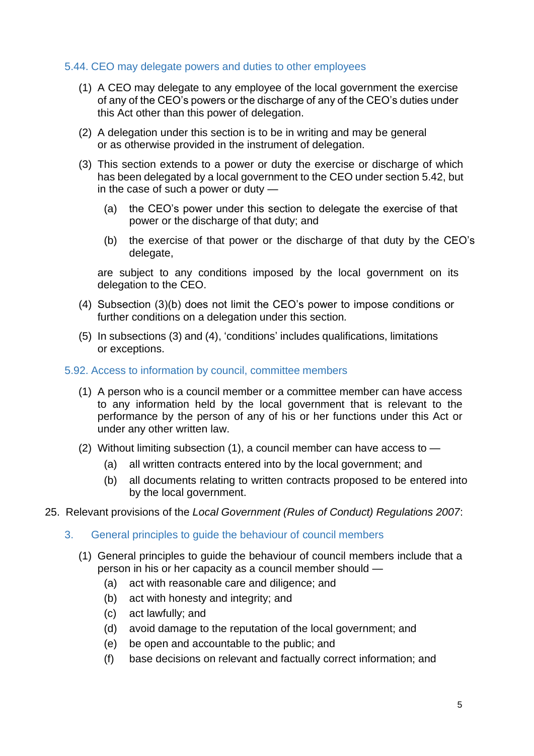### 5.44. CEO may delegate powers and duties to other employees

(1) A CEO may delegate to any employee of the local government the exercise of any of the CEO's powers or the discharge of any of the CEO's duties under this Act other than this power of delegation.

(2) A delegation under this section is to be in writing and may be general or as otherwise provided in the instrument of delegation.

(3) This section extends to a power or duty the exercise or discharge of which has been delegated by a local government to the CEO under section 5.42, but in the case of such a power or duty —

(a) the CEO's power under this section to delegate the exercise of that power or the discharge of that duty; and

(b) the exercise of that power or the discharge of that duty by the CEO's delegate,

are subject to any conditions imposed by the local government on its delegation to the CEO.

(4) Subsection (3)(b) does not limit the CEO's power to impose conditions or further conditions on a delegation under this section.

(5) In subsections (3) and (4), 'conditions' includes qualifications, limitations or exceptions.

### 5.92. Access to information by council, committee members

(1) A person who is a council member or a committee member can have access to any information held by the local government that is relevant to the performance by the person of any of his or her functions under this Act or under any other written law.

(2) Without limiting subsection (1), a council member can have access to —

(a) all written contracts entered into by the local government; and

(b) all documents relating to written contracts proposed to be entered into by the local government.

25. Relevant provisions of the *Local Government (Rules of Conduct) Regulations 2007*:

### 3. General principles to guide the behaviour of council members

(1) General principles to guide the behaviour of council members include that a person in his or her capacity as a council member should —

(a) act with reasonable care and diligence; and
(b) act with honesty and integrity; and
(c) act lawfully; and
(d) avoid damage to the reputation of the local government; and
(e) be open and accountable to the public; and
(f) base decisions on relevant and factually correct information; and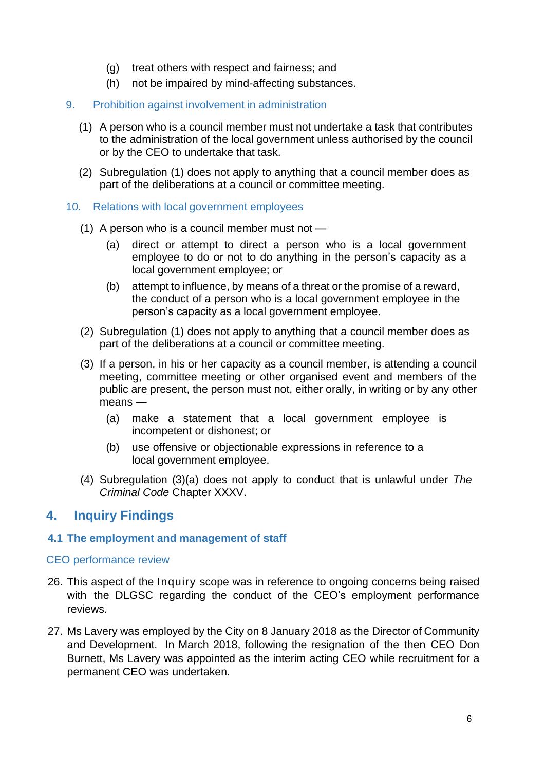(g) treat others with respect and fairness; and

(h) not be impaired by mind-affecting substances.

### 9. Prohibition against involvement in administration

(1) A person who is a council member must not undertake a task that contributes to the administration of the local government unless authorised by the council or by the CEO to undertake that task.

(2) Subregulation (1) does not apply to anything that a council member does as part of the deliberations at a council or committee meeting.

### 10. Relations with local government employees

(1) A person who is a council member must not —

(a) direct or attempt to direct a person who is a local government employee to do or not to do anything in the person's capacity as a local government employee; or

(b) attempt to influence, by means of a threat or the promise of a reward, the conduct of a person who is a local government employee in the person's capacity as a local government employee.

(2) Subregulation (1) does not apply to anything that a council member does as part of the deliberations at a council or committee meeting.

(3) If a person, in his or her capacity as a council member, is attending a council meeting, committee meeting or other organised event and members of the public are present, the person must not, either orally, in writing or by any other means —

(a) make a statement that a local government employee is incompetent or dishonest; or

(b) use offensive or objectionable expressions in reference to a local government employee.

(4) Subregulation (3)(a) does not apply to conduct that is unlawful under *The Criminal Code* Chapter XXXV.

# 4. Inquiry Findings

## 4.1 The employment and management of staff

### CEO performance review

26. This aspect of the Inquiry scope was in reference to ongoing concerns being raised with the DLGSC regarding the conduct of the CEO's employment performance reviews.

27. Ms Lavery was employed by the City on 8 January 2018 as the Director of Community and Development. In March 2018, following the resignation of the then CEO Don Burnett, Ms Lavery was appointed as the interim acting CEO while recruitment for a permanent CEO was undertaken.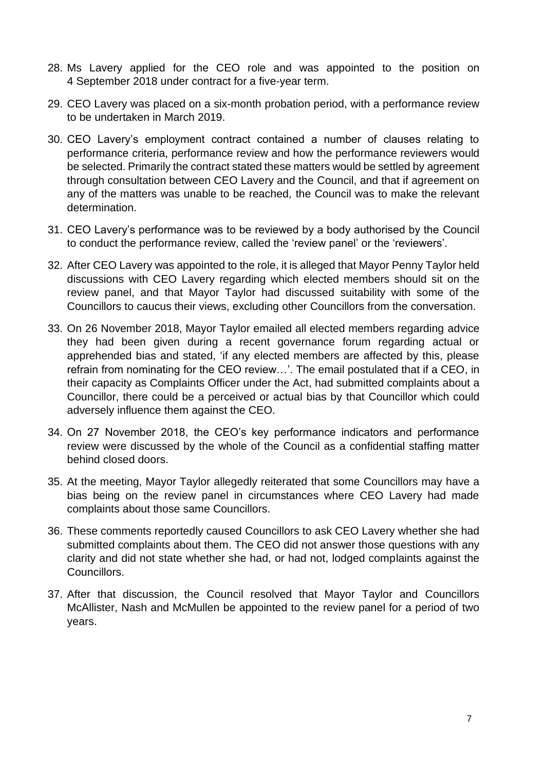28. Ms Lavery applied for the CEO role and was appointed to the position on 4 September 2018 under contract for a five-year term.

29. CEO Lavery was placed on a six-month probation period, with a performance review to be undertaken in March 2019.

30. CEO Lavery's employment contract contained a number of clauses relating to performance criteria, performance review and how the performance reviewers would be selected. Primarily the contract stated these matters would be settled by agreement through consultation between CEO Lavery and the Council, and that if agreement on any of the matters was unable to be reached, the Council was to make the relevant determination.

31. CEO Lavery's performance was to be reviewed by a body authorised by the Council to conduct the performance review, called the 'review panel' or the 'reviewers'.

32. After CEO Lavery was appointed to the role, it is alleged that Mayor Penny Taylor held discussions with CEO Lavery regarding which elected members should sit on the review panel, and that Mayor Taylor had discussed suitability with some of the Councillors to caucus their views, excluding other Councillors from the conversation.

33. On 26 November 2018, Mayor Taylor emailed all elected members regarding advice they had been given during a recent governance forum regarding actual or apprehended bias and stated, 'if any elected members are affected by this, please refrain from nominating for the CEO review…'. The email postulated that if a CEO, in their capacity as Complaints Officer under the Act, had submitted complaints about a Councillor, there could be a perceived or actual bias by that Councillor which could adversely influence them against the CEO.

34. On 27 November 2018, the CEO's key performance indicators and performance review were discussed by the whole of the Council as a confidential staffing matter behind closed doors.

35. At the meeting, Mayor Taylor allegedly reiterated that some Councillors may have a bias being on the review panel in circumstances where CEO Lavery had made complaints about those same Councillors.

36. These comments reportedly caused Councillors to ask CEO Lavery whether she had submitted complaints about them. The CEO did not answer those questions with any clarity and did not state whether she had, or had not, lodged complaints against the Councillors.

37. After that discussion, the Council resolved that Mayor Taylor and Councillors McAllister, Nash and McMullen be appointed to the review panel for a period of two years.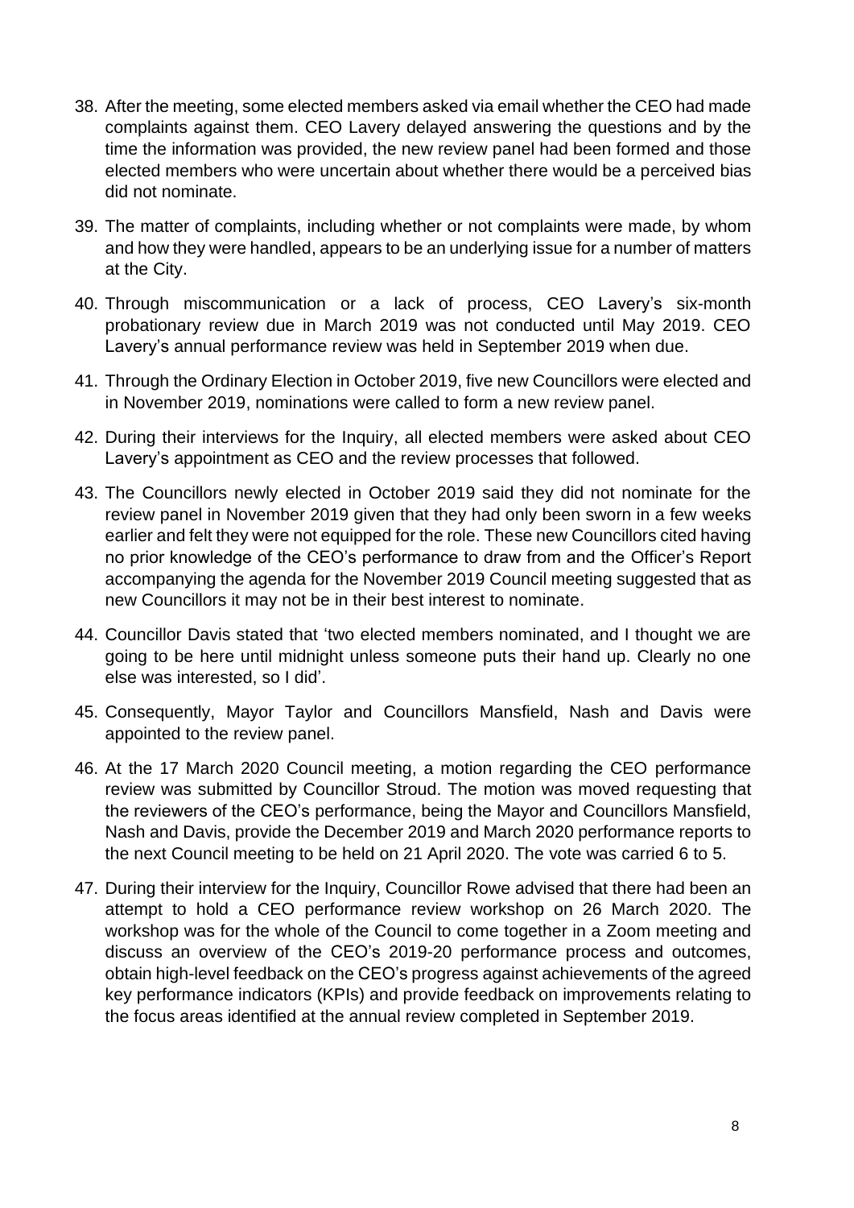38. After the meeting, some elected members asked via email whether the CEO had made complaints against them. CEO Lavery delayed answering the questions and by the time the information was provided, the new review panel had been formed and those elected members who were uncertain about whether there would be a perceived bias did not nominate.

39. The matter of complaints, including whether or not complaints were made, by whom and how they were handled, appears to be an underlying issue for a number of matters at the City.

40. Through miscommunication or a lack of process, CEO Lavery's six-month probationary review due in March 2019 was not conducted until May 2019. CEO Lavery's annual performance review was held in September 2019 when due.

41. Through the Ordinary Election in October 2019, five new Councillors were elected and in November 2019, nominations were called to form a new review panel.

42. During their interviews for the Inquiry, all elected members were asked about CEO Lavery's appointment as CEO and the review processes that followed.

43. The Councillors newly elected in October 2019 said they did not nominate for the review panel in November 2019 given that they had only been sworn in a few weeks earlier and felt they were not equipped for the role. These new Councillors cited having no prior knowledge of the CEO's performance to draw from and the Officer's Report accompanying the agenda for the November 2019 Council meeting suggested that as new Councillors it may not be in their best interest to nominate.

44. Councillor Davis stated that 'two elected members nominated, and I thought we are going to be here until midnight unless someone puts their hand up. Clearly no one else was interested, so I did'.

45. Consequently, Mayor Taylor and Councillors Mansfield, Nash and Davis were appointed to the review panel.

46. At the 17 March 2020 Council meeting, a motion regarding the CEO performance review was submitted by Councillor Stroud. The motion was moved requesting that the reviewers of the CEO's performance, being the Mayor and Councillors Mansfield, Nash and Davis, provide the December 2019 and March 2020 performance reports to the next Council meeting to be held on 21 April 2020. The vote was carried 6 to 5.

47. During their interview for the Inquiry, Councillor Rowe advised that there had been an attempt to hold a CEO performance review workshop on 26 March 2020. The workshop was for the whole of the Council to come together in a Zoom meeting and discuss an overview of the CEO's 2019-20 performance process and outcomes, obtain high-level feedback on the CEO's progress against achievements of the agreed key performance indicators (KPIs) and provide feedback on improvements relating to the focus areas identified at the annual review completed in September 2019.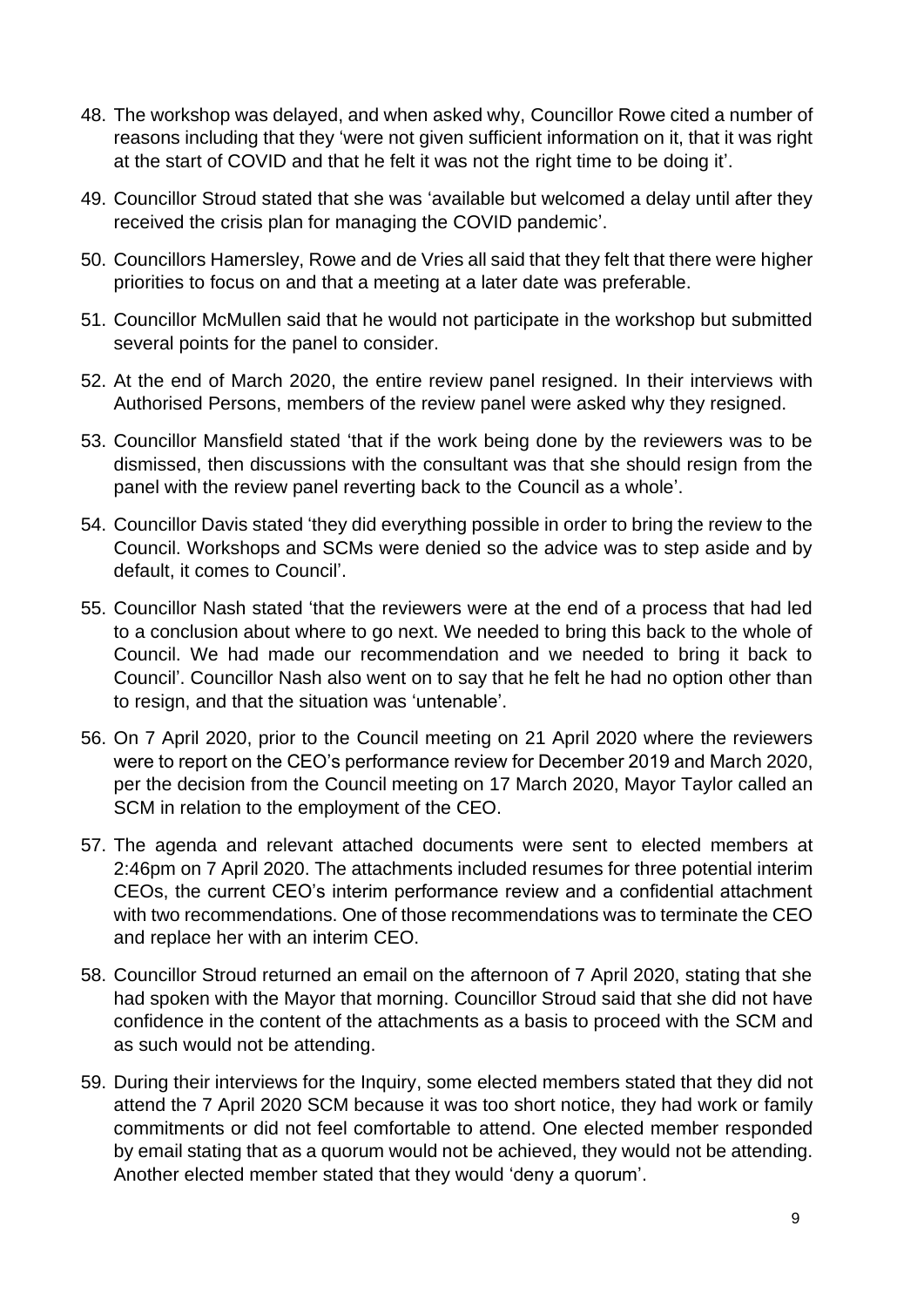48. The workshop was delayed, and when asked why, Councillor Rowe cited a number of reasons including that they 'were not given sufficient information on it, that it was right at the start of COVID and that he felt it was not the right time to be doing it'.

49. Councillor Stroud stated that she was 'available but welcomed a delay until after they received the crisis plan for managing the COVID pandemic'.

50. Councillors Hamersley, Rowe and de Vries all said that they felt that there were higher priorities to focus on and that a meeting at a later date was preferable.

51. Councillor McMullen said that he would not participate in the workshop but submitted several points for the panel to consider.

52. At the end of March 2020, the entire review panel resigned. In their interviews with Authorised Persons, members of the review panel were asked why they resigned.

53. Councillor Mansfield stated 'that if the work being done by the reviewers was to be dismissed, then discussions with the consultant was that she should resign from the panel with the review panel reverting back to the Council as a whole'.

54. Councillor Davis stated 'they did everything possible in order to bring the review to the Council. Workshops and SCMs were denied so the advice was to step aside and by default, it comes to Council'.

55. Councillor Nash stated 'that the reviewers were at the end of a process that had led to a conclusion about where to go next. We needed to bring this back to the whole of Council. We had made our recommendation and we needed to bring it back to Council'. Councillor Nash also went on to say that he felt he had no option other than to resign, and that the situation was 'untenable'.

56. On 7 April 2020, prior to the Council meeting on 21 April 2020 where the reviewers were to report on the CEO's performance review for December 2019 and March 2020, per the decision from the Council meeting on 17 March 2020, Mayor Taylor called an SCM in relation to the employment of the CEO.

57. The agenda and relevant attached documents were sent to elected members at 2:46pm on 7 April 2020. The attachments included resumes for three potential interim CEOs, the current CEO's interim performance review and a confidential attachment with two recommendations. One of those recommendations was to terminate the CEO and replace her with an interim CEO.

58. Councillor Stroud returned an email on the afternoon of 7 April 2020, stating that she had spoken with the Mayor that morning. Councillor Stroud said that she did not have confidence in the content of the attachments as a basis to proceed with the SCM and as such would not be attending.

59. During their interviews for the Inquiry, some elected members stated that they did not attend the 7 April 2020 SCM because it was too short notice, they had work or family commitments or did not feel comfortable to attend. One elected member responded by email stating that as a quorum would not be achieved, they would not be attending. Another elected member stated that they would 'deny a quorum'.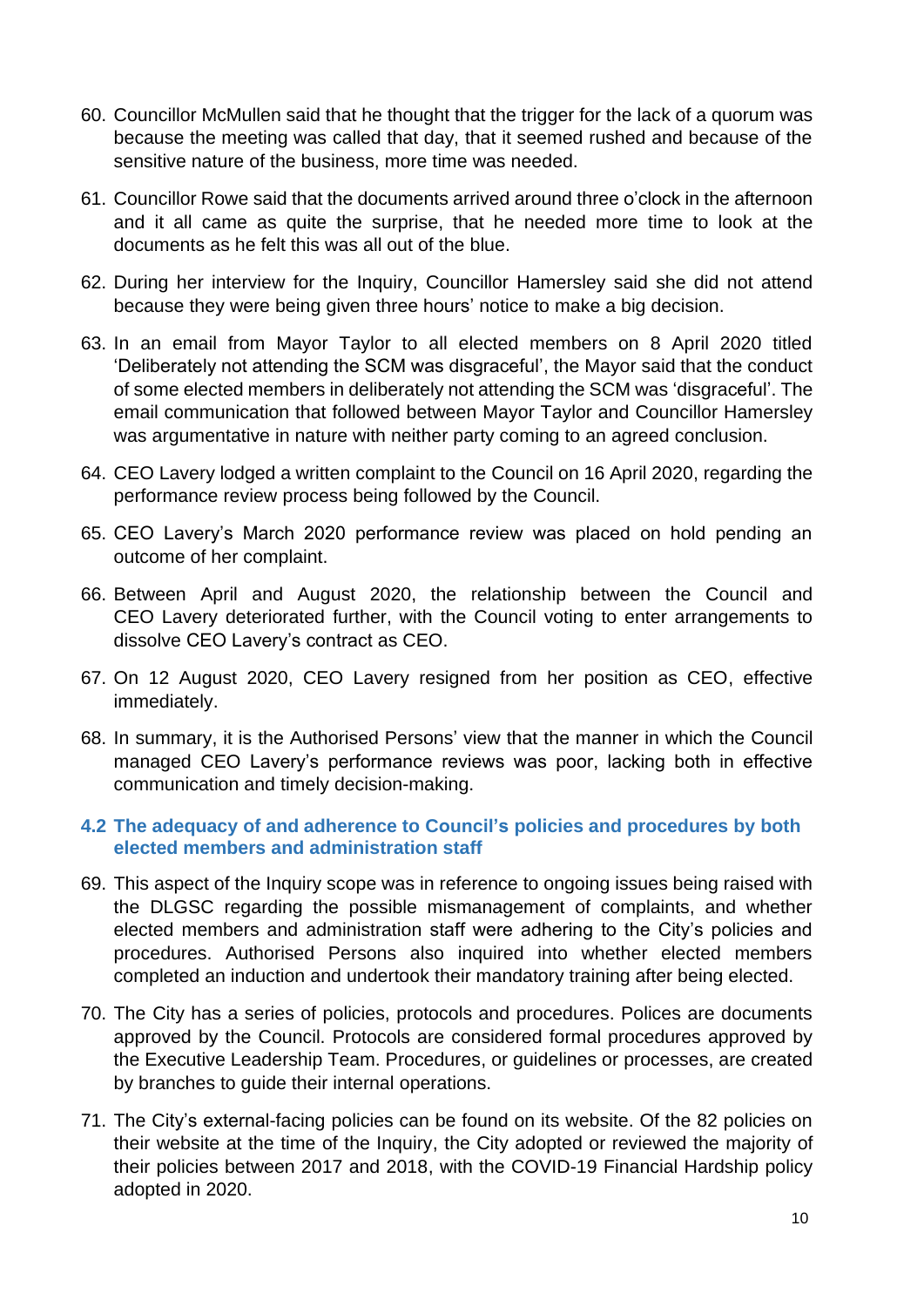60. Councillor McMullen said that he thought that the trigger for the lack of a quorum was because the meeting was called that day, that it seemed rushed and because of the sensitive nature of the business, more time was needed.

61. Councillor Rowe said that the documents arrived around three o'clock in the afternoon and it all came as quite the surprise, that he needed more time to look at the documents as he felt this was all out of the blue.

62. During her interview for the Inquiry, Councillor Hamersley said she did not attend because they were being given three hours' notice to make a big decision.

63. In an email from Mayor Taylor to all elected members on 8 April 2020 titled 'Deliberately not attending the SCM was disgraceful', the Mayor said that the conduct of some elected members in deliberately not attending the SCM was 'disgraceful'. The email communication that followed between Mayor Taylor and Councillor Hamersley was argumentative in nature with neither party coming to an agreed conclusion.

64. CEO Lavery lodged a written complaint to the Council on 16 April 2020, regarding the performance review process being followed by the Council.

65. CEO Lavery's March 2020 performance review was placed on hold pending an outcome of her complaint.

66. Between April and August 2020, the relationship between the Council and CEO Lavery deteriorated further, with the Council voting to enter arrangements to dissolve CEO Lavery's contract as CEO.

67. On 12 August 2020, CEO Lavery resigned from her position as CEO, effective immediately.

68. In summary, it is the Authorised Persons' view that the manner in which the Council managed CEO Lavery's performance reviews was poor, lacking both in effective communication and timely decision-making.

### 4.2 The adequacy of and adherence to Council's policies and procedures by both elected members and administration staff

69. This aspect of the Inquiry scope was in reference to ongoing issues being raised with the DLGSC regarding the possible mismanagement of complaints, and whether elected members and administration staff were adhering to the City's policies and procedures. Authorised Persons also inquired into whether elected members completed an induction and undertook their mandatory training after being elected.

70. The City has a series of policies, protocols and procedures. Polices are documents approved by the Council. Protocols are considered formal procedures approved by the Executive Leadership Team. Procedures, or guidelines or processes, are created by branches to guide their internal operations.

71. The City's external-facing policies can be found on its website. Of the 82 policies on their website at the time of the Inquiry, the City adopted or reviewed the majority of their policies between 2017 and 2018, with the COVID-19 Financial Hardship policy adopted in 2020.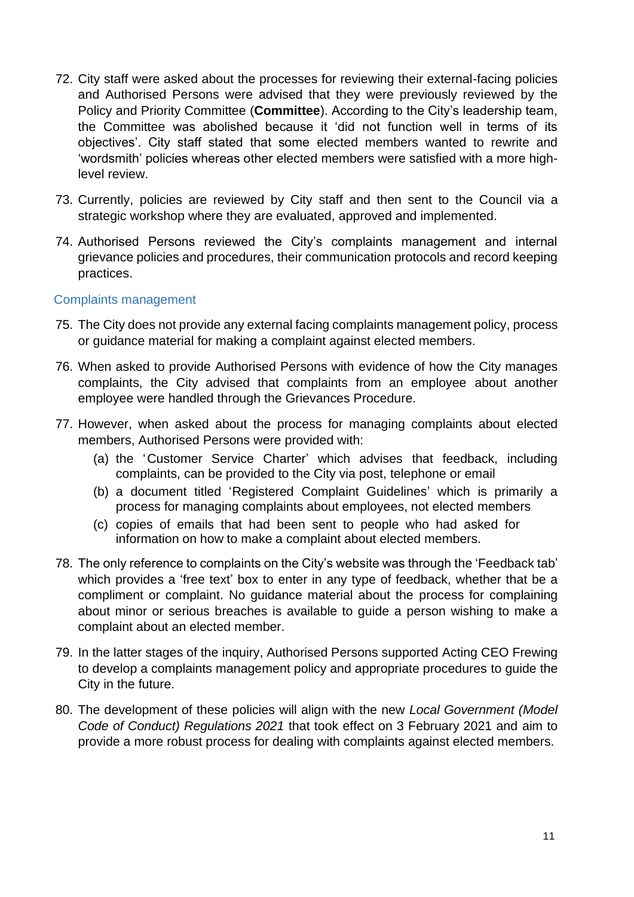72. City staff were asked about the processes for reviewing their external-facing policies and Authorised Persons were advised that they were previously reviewed by the Policy and Priority Committee (**Committee**). According to the City's leadership team, the Committee was abolished because it 'did not function well in terms of its objectives'. City staff stated that some elected members wanted to rewrite and 'wordsmith' policies whereas other elected members were satisfied with a more high-level review.

73. Currently, policies are reviewed by City staff and then sent to the Council via a strategic workshop where they are evaluated, approved and implemented.

74. Authorised Persons reviewed the City's complaints management and internal grievance policies and procedures, their communication protocols and record keeping practices.

### Complaints management

75. The City does not provide any external facing complaints management policy, process or guidance material for making a complaint against elected members.

76. When asked to provide Authorised Persons with evidence of how the City manages complaints, the City advised that complaints from an employee about another employee were handled through the Grievances Procedure.

77. However, when asked about the process for managing complaints about elected members, Authorised Persons were provided with:
    (a) the 'Customer Service Charter' which advises that feedback, including complaints, can be provided to the City via post, telephone or email
    (b) a document titled 'Registered Complaint Guidelines' which is primarily a process for managing complaints about employees, not elected members
    (c) copies of emails that had been sent to people who had asked for information on how to make a complaint about elected members.

78. The only reference to complaints on the City's website was through the 'Feedback tab' which provides a 'free text' box to enter in any type of feedback, whether that be a compliment or complaint. No guidance material about the process for complaining about minor or serious breaches is available to guide a person wishing to make a complaint about an elected member.

79. In the latter stages of the inquiry, Authorised Persons supported Acting CEO Frewing to develop a complaints management policy and appropriate procedures to guide the City in the future.

80. The development of these policies will align with the new *Local Government (Model Code of Conduct) Regulations 2021* that took effect on 3 February 2021 and aim to provide a more robust process for dealing with complaints against elected members.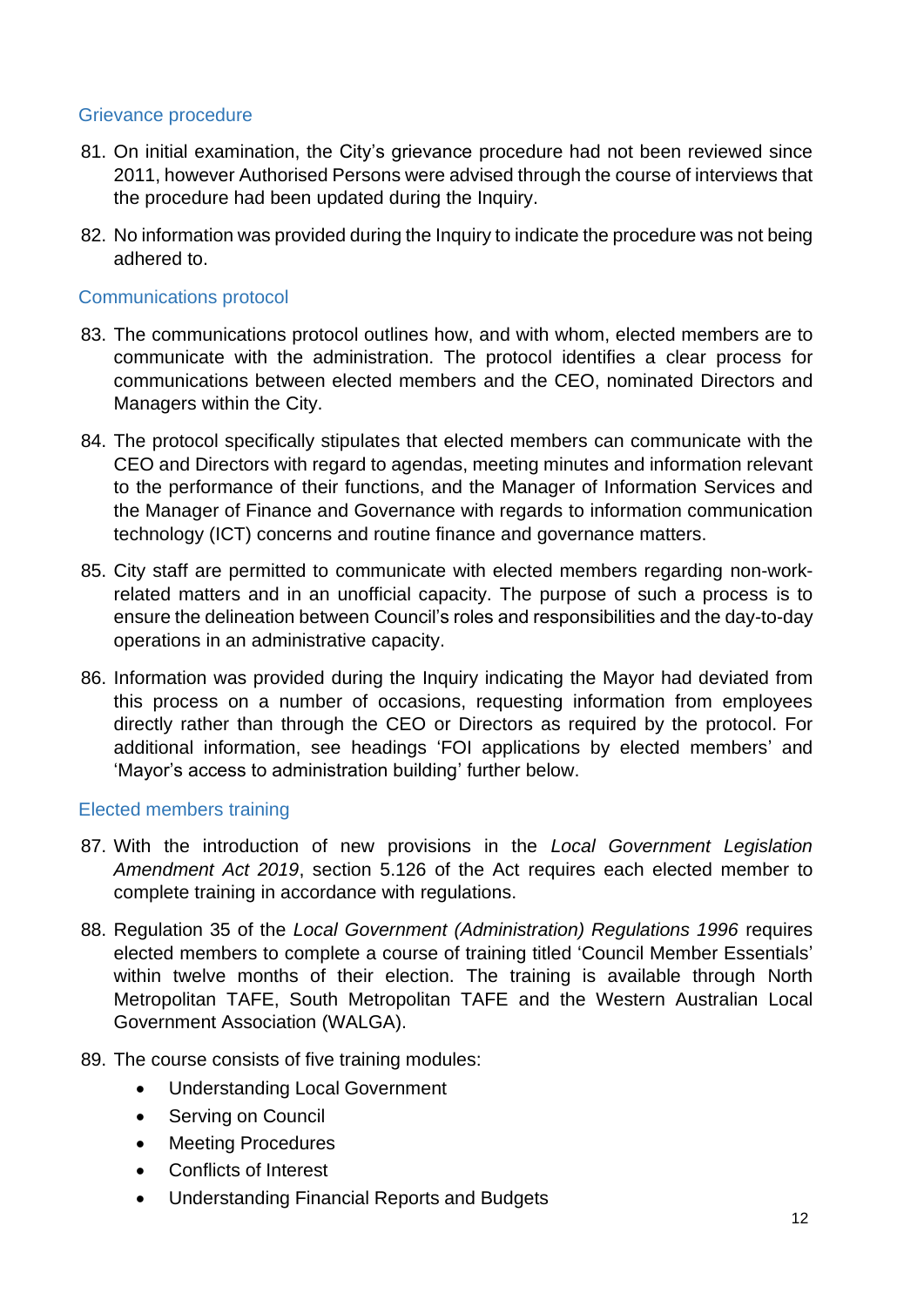### Grievance procedure

81. On initial examination, the City's grievance procedure had not been reviewed since 2011, however Authorised Persons were advised through the course of interviews that the procedure had been updated during the Inquiry.

82. No information was provided during the Inquiry to indicate the procedure was not being adhered to.

### Communications protocol

83. The communications protocol outlines how, and with whom, elected members are to communicate with the administration. The protocol identifies a clear process for communications between elected members and the CEO, nominated Directors and Managers within the City.

84. The protocol specifically stipulates that elected members can communicate with the CEO and Directors with regard to agendas, meeting minutes and information relevant to the performance of their functions, and the Manager of Information Services and the Manager of Finance and Governance with regards to information communication technology (ICT) concerns and routine finance and governance matters.

85. City staff are permitted to communicate with elected members regarding non-work-related matters and in an unofficial capacity. The purpose of such a process is to ensure the delineation between Council's roles and responsibilities and the day-to-day operations in an administrative capacity.

86. Information was provided during the Inquiry indicating the Mayor had deviated from this process on a number of occasions, requesting information from employees directly rather than through the CEO or Directors as required by the protocol. For additional information, see headings 'FOI applications by elected members' and 'Mayor's access to administration building' further below.

### Elected members training

87. With the introduction of new provisions in the *Local Government Legislation Amendment Act 2019*, section 5.126 of the Act requires each elected member to complete training in accordance with regulations.

88. Regulation 35 of the *Local Government (Administration) Regulations 1996* requires elected members to complete a course of training titled 'Council Member Essentials' within twelve months of their election. The training is available through North Metropolitan TAFE, South Metropolitan TAFE and the Western Australian Local Government Association (WALGA).

89. The course consists of five training modules:
    - Understanding Local Government
    - Serving on Council
    - Meeting Procedures
    - Conflicts of Interest
    - Understanding Financial Reports and Budgets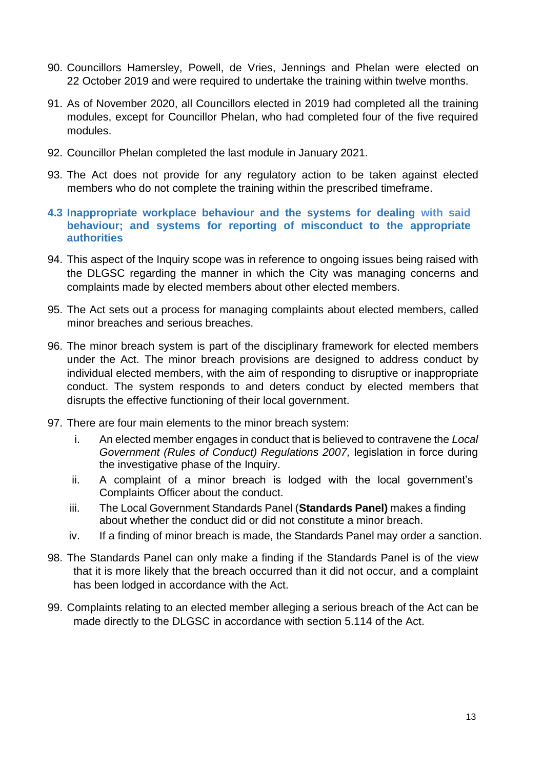90. Councillors Hamersley, Powell, de Vries, Jennings and Phelan were elected on 22 October 2019 and were required to undertake the training within twelve months.

91. As of November 2020, all Councillors elected in 2019 had completed all the training modules, except for Councillor Phelan, who had completed four of the five required modules.

92. Councillor Phelan completed the last module in January 2021.

93. The Act does not provide for any regulatory action to be taken against elected members who do not complete the training within the prescribed timeframe.

### 4.3 Inappropriate workplace behaviour and the systems for dealing with said behaviour; and systems for reporting of misconduct to the appropriate authorities

94. This aspect of the Inquiry scope was in reference to ongoing issues being raised with the DLGSC regarding the manner in which the City was managing concerns and complaints made by elected members about other elected members.

95. The Act sets out a process for managing complaints about elected members, called minor breaches and serious breaches.

96. The minor breach system is part of the disciplinary framework for elected members under the Act. The minor breach provisions are designed to address conduct by individual elected members, with the aim of responding to disruptive or inappropriate conduct. The system responds to and deters conduct by elected members that disrupts the effective functioning of their local government.

97. There are four main elements to the minor breach system:
    i. An elected member engages in conduct that is believed to contravene the *Local Government (Rules of Conduct) Regulations 2007,* legislation in force during the investigative phase of the Inquiry.
    ii. A complaint of a minor breach is lodged with the local government's Complaints Officer about the conduct.
    iii. The Local Government Standards Panel (**Standards Panel)** makes a finding about whether the conduct did or did not constitute a minor breach.
    iv. If a finding of minor breach is made, the Standards Panel may order a sanction.

98. The Standards Panel can only make a finding if the Standards Panel is of the view that it is more likely that the breach occurred than it did not occur, and a complaint has been lodged in accordance with the Act.

99. Complaints relating to an elected member alleging a serious breach of the Act can be made directly to the DLGSC in accordance with section 5.114 of the Act.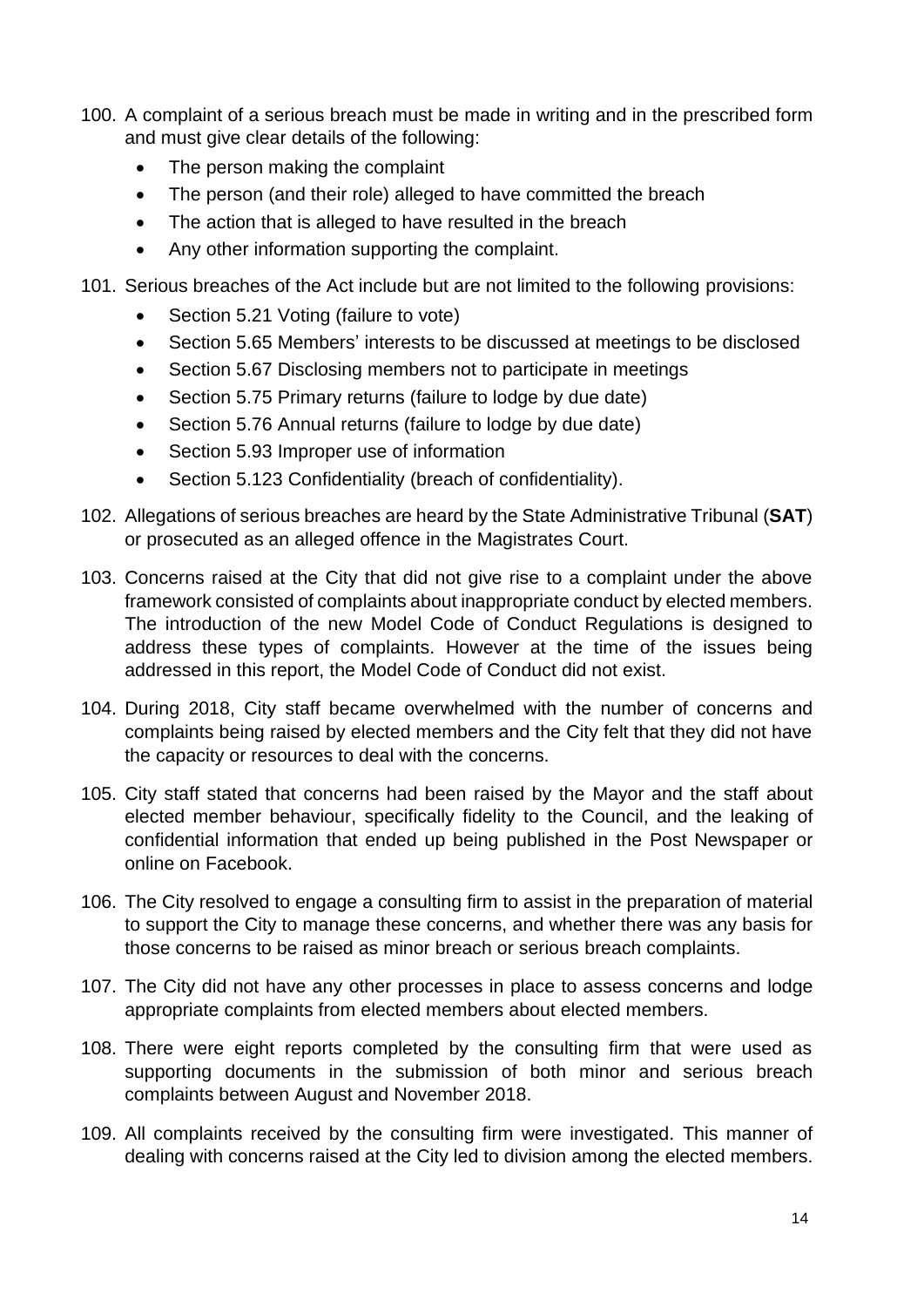100. A complaint of a serious breach must be made in writing and in the prescribed form and must give clear details of the following:
    - The person making the complaint
    - The person (and their role) alleged to have committed the breach
    - The action that is alleged to have resulted in the breach
    - Any other information supporting the complaint.

101. Serious breaches of the Act include but are not limited to the following provisions:
    - Section 5.21 Voting (failure to vote)
    - Section 5.65 Members' interests to be discussed at meetings to be disclosed
    - Section 5.67 Disclosing members not to participate in meetings
    - Section 5.75 Primary returns (failure to lodge by due date)
    - Section 5.76 Annual returns (failure to lodge by due date)
    - Section 5.93 Improper use of information
    - Section 5.123 Confidentiality (breach of confidentiality).

102. Allegations of serious breaches are heard by the State Administrative Tribunal (**SAT**) or prosecuted as an alleged offence in the Magistrates Court.

103. Concerns raised at the City that did not give rise to a complaint under the above framework consisted of complaints about inappropriate conduct by elected members. The introduction of the new Model Code of Conduct Regulations is designed to address these types of complaints. However at the time of the issues being addressed in this report, the Model Code of Conduct did not exist.

104. During 2018, City staff became overwhelmed with the number of concerns and complaints being raised by elected members and the City felt that they did not have the capacity or resources to deal with the concerns.

105. City staff stated that concerns had been raised by the Mayor and the staff about elected member behaviour, specifically fidelity to the Council, and the leaking of confidential information that ended up being published in the Post Newspaper or online on Facebook.

106. The City resolved to engage a consulting firm to assist in the preparation of material to support the City to manage these concerns, and whether there was any basis for those concerns to be raised as minor breach or serious breach complaints.

107. The City did not have any other processes in place to assess concerns and lodge appropriate complaints from elected members about elected members.

108. There were eight reports completed by the consulting firm that were used as supporting documents in the submission of both minor and serious breach complaints between August and November 2018.

109. All complaints received by the consulting firm were investigated. This manner of dealing with concerns raised at the City led to division among the elected members.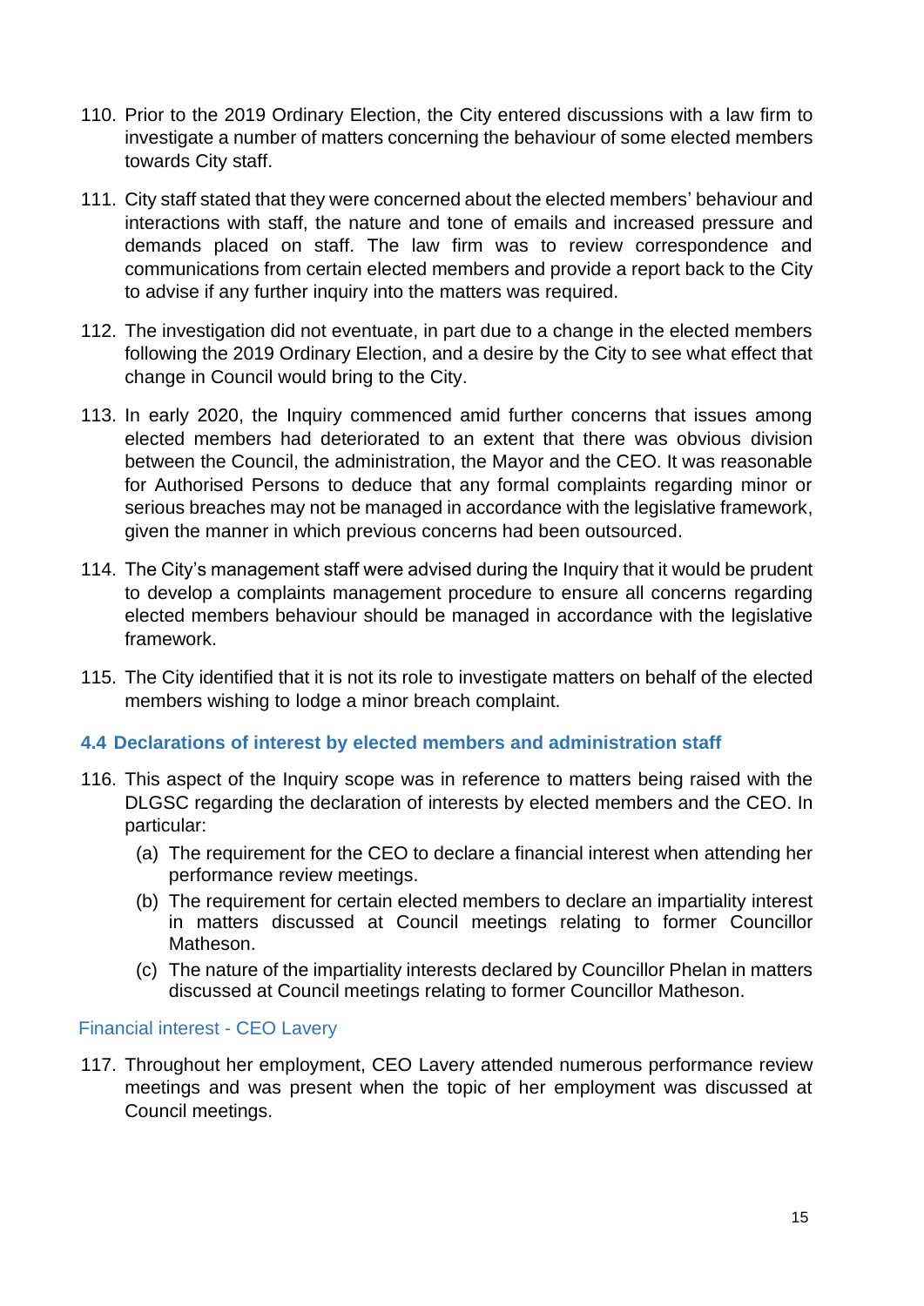110. Prior to the 2019 Ordinary Election, the City entered discussions with a law firm to investigate a number of matters concerning the behaviour of some elected members towards City staff.

111. City staff stated that they were concerned about the elected members' behaviour and interactions with staff, the nature and tone of emails and increased pressure and demands placed on staff. The law firm was to review correspondence and communications from certain elected members and provide a report back to the City to advise if any further inquiry into the matters was required.

112. The investigation did not eventuate, in part due to a change in the elected members following the 2019 Ordinary Election, and a desire by the City to see what effect that change in Council would bring to the City.

113. In early 2020, the Inquiry commenced amid further concerns that issues among elected members had deteriorated to an extent that there was obvious division between the Council, the administration, the Mayor and the CEO. It was reasonable for Authorised Persons to deduce that any formal complaints regarding minor or serious breaches may not be managed in accordance with the legislative framework, given the manner in which previous concerns had been outsourced.

114. The City's management staff were advised during the Inquiry that it would be prudent to develop a complaints management procedure to ensure all concerns regarding elected members behaviour should be managed in accordance with the legislative framework.

115. The City identified that it is not its role to investigate matters on behalf of the elected members wishing to lodge a minor breach complaint.

## 4.4 Declarations of interest by elected members and administration staff

116. This aspect of the Inquiry scope was in reference to matters being raised with the DLGSC regarding the declaration of interests by elected members and the CEO. In particular:
    - (a) The requirement for the CEO to declare a financial interest when attending her performance review meetings.
    - (b) The requirement for certain elected members to declare an impartiality interest in matters discussed at Council meetings relating to former Councillor Matheson.
    - (c) The nature of the impartiality interests declared by Councillor Phelan in matters discussed at Council meetings relating to former Councillor Matheson.

### Financial interest - CEO Lavery

117. Throughout her employment, CEO Lavery attended numerous performance review meetings and was present when the topic of her employment was discussed at Council meetings.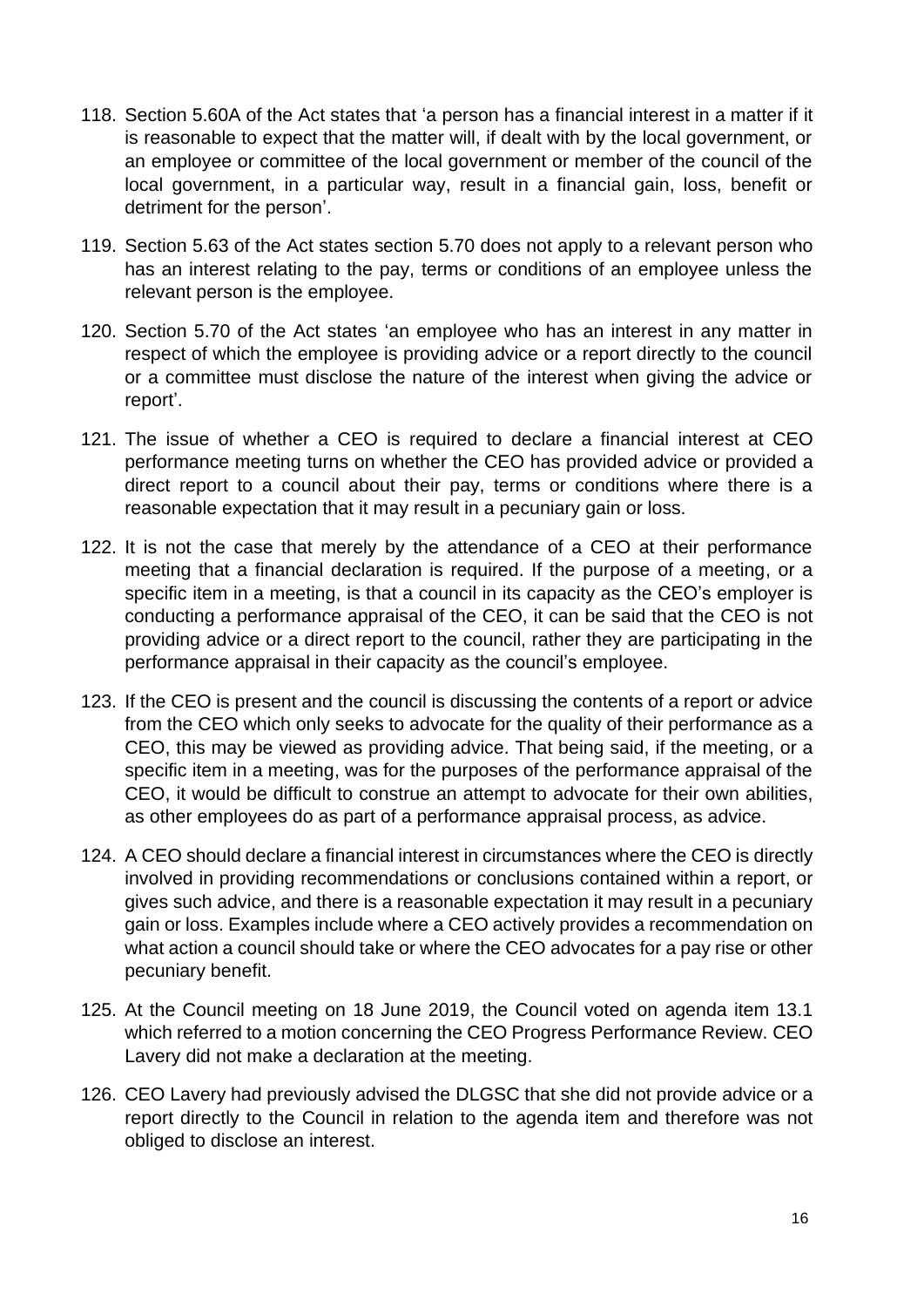118. Section 5.60A of the Act states 'a person has a financial interest in a matter if it is reasonable to expect that the matter will, if dealt with by the local government, or an employee or committee of the local government or member of the council of the local government, in a particular way, result in a financial gain, loss, benefit or detriment for the person'.

119. Section 5.63 of the Act states section 5.70 does not apply to a relevant person who has an interest relating to the pay, terms or conditions of an employee unless the relevant person is the employee.

120. Section 5.70 of the Act states 'an employee who has an interest in any matter in respect of which the employee is providing advice or a report directly to the council or a committee must disclose the nature of the interest when giving the advice or report'.

121. The issue of whether a CEO is required to declare a financial interest at CEO performance meeting turns on whether the CEO has provided advice or provided a direct report to a council about their pay, terms or conditions where there is a reasonable expectation that it may result in a pecuniary gain or loss.

122. It is not the case that merely by the attendance of a CEO at their performance meeting that a financial declaration is required. If the purpose of a meeting, or a specific item in a meeting, is that a council in its capacity as the CEO's employer is conducting a performance appraisal of the CEO, it can be said that the CEO is not providing advice or a direct report to the council, rather they are participating in the performance appraisal in their capacity as the council's employee.

123. If the CEO is present and the council is discussing the contents of a report or advice from the CEO which only seeks to advocate for the quality of their performance as a CEO, this may be viewed as providing advice. That being said, if the meeting, or a specific item in a meeting, was for the purposes of the performance appraisal of the CEO, it would be difficult to construe an attempt to advocate for their own abilities, as other employees do as part of a performance appraisal process, as advice.

124. A CEO should declare a financial interest in circumstances where the CEO is directly involved in providing recommendations or conclusions contained within a report, or gives such advice, and there is a reasonable expectation it may result in a pecuniary gain or loss. Examples include where a CEO actively provides a recommendation on what action a council should take or where the CEO advocates for a pay rise or other pecuniary benefit.

125. At the Council meeting on 18 June 2019, the Council voted on agenda item 13.1 which referred to a motion concerning the CEO Progress Performance Review. CEO Lavery did not make a declaration at the meeting.

126. CEO Lavery had previously advised the DLGSC that she did not provide advice or a report directly to the Council in relation to the agenda item and therefore was not obliged to disclose an interest.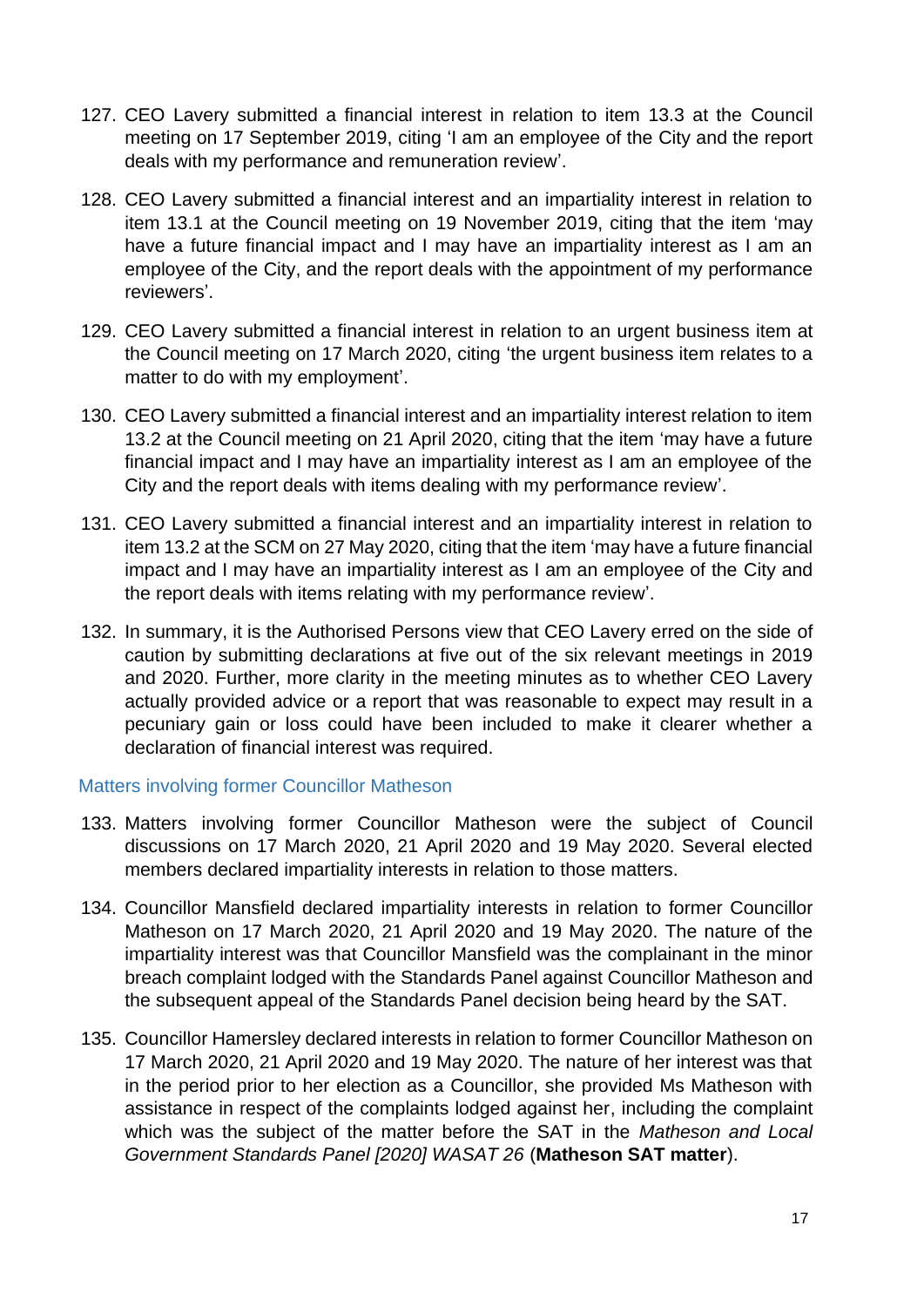127. CEO Lavery submitted a financial interest in relation to item 13.3 at the Council meeting on 17 September 2019, citing 'I am an employee of the City and the report deals with my performance and remuneration review'.

128. CEO Lavery submitted a financial interest and an impartiality interest in relation to item 13.1 at the Council meeting on 19 November 2019, citing that the item 'may have a future financial impact and I may have an impartiality interest as I am an employee of the City, and the report deals with the appointment of my performance reviewers'.

129. CEO Lavery submitted a financial interest in relation to an urgent business item at the Council meeting on 17 March 2020, citing 'the urgent business item relates to a matter to do with my employment'.

130. CEO Lavery submitted a financial interest and an impartiality interest relation to item 13.2 at the Council meeting on 21 April 2020, citing that the item 'may have a future financial impact and I may have an impartiality interest as I am an employee of the City and the report deals with items dealing with my performance review'.

131. CEO Lavery submitted a financial interest and an impartiality interest in relation to item 13.2 at the SCM on 27 May 2020, citing that the item 'may have a future financial impact and I may have an impartiality interest as I am an employee of the City and the report deals with items relating with my performance review'.

132. In summary, it is the Authorised Persons view that CEO Lavery erred on the side of caution by submitting declarations at five out of the six relevant meetings in 2019 and 2020. Further, more clarity in the meeting minutes as to whether CEO Lavery actually provided advice or a report that was reasonable to expect may result in a pecuniary gain or loss could have been included to make it clearer whether a declaration of financial interest was required.

### Matters involving former Councillor Matheson

133. Matters involving former Councillor Matheson were the subject of Council discussions on 17 March 2020, 21 April 2020 and 19 May 2020. Several elected members declared impartiality interests in relation to those matters.

134. Councillor Mansfield declared impartiality interests in relation to former Councillor Matheson on 17 March 2020, 21 April 2020 and 19 May 2020. The nature of the impartiality interest was that Councillor Mansfield was the complainant in the minor breach complaint lodged with the Standards Panel against Councillor Matheson and the subsequent appeal of the Standards Panel decision being heard by the SAT.

135. Councillor Hamersley declared interests in relation to former Councillor Matheson on 17 March 2020, 21 April 2020 and 19 May 2020. The nature of her interest was that in the period prior to her election as a Councillor, she provided Ms Matheson with assistance in respect of the complaints lodged against her, including the complaint which was the subject of the matter before the SAT in the *Matheson and Local Government Standards Panel [2020] WASAT 26* (**Matheson SAT matter**).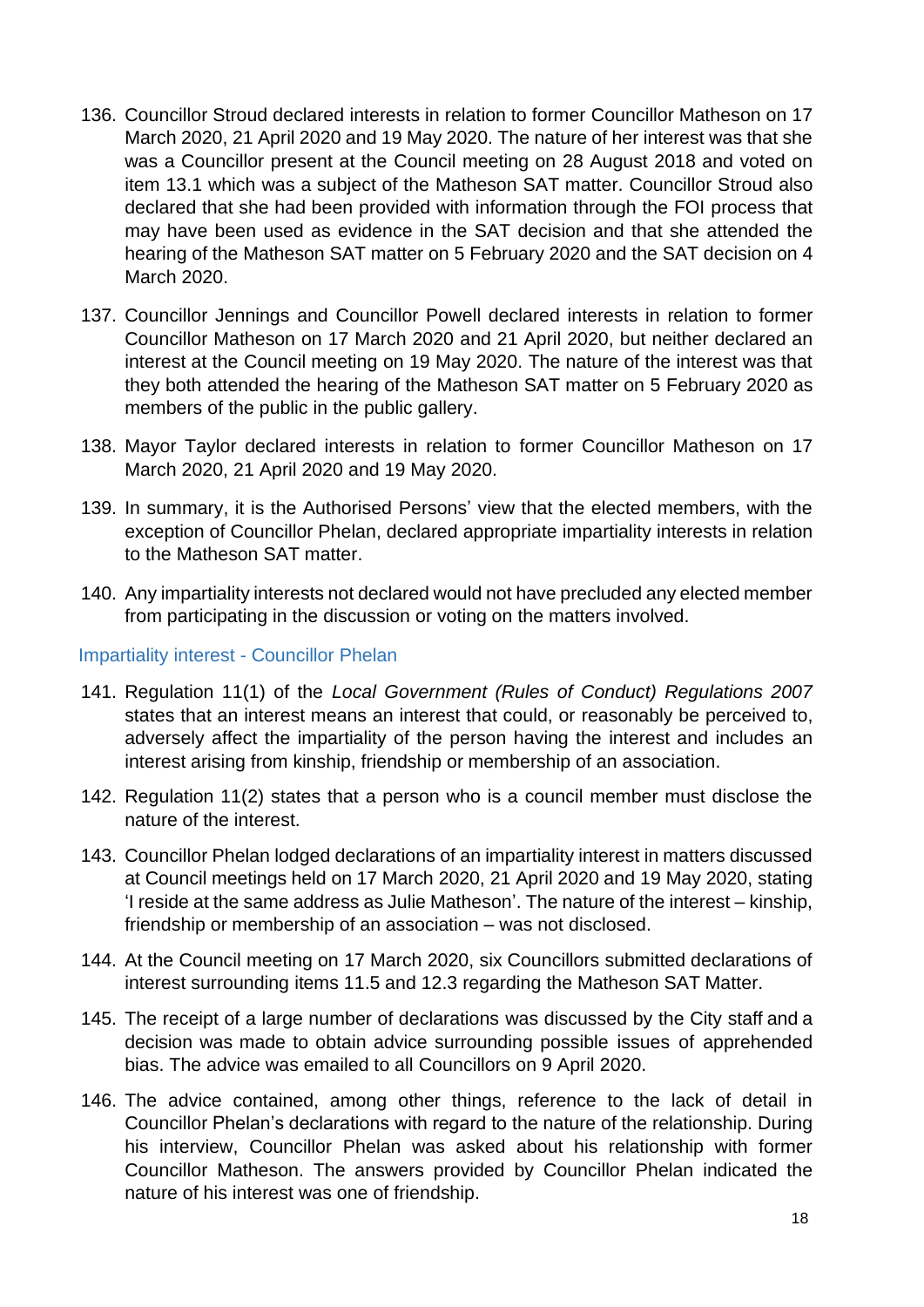136. Councillor Stroud declared interests in relation to former Councillor Matheson on 17 March 2020, 21 April 2020 and 19 May 2020. The nature of her interest was that she was a Councillor present at the Council meeting on 28 August 2018 and voted on item 13.1 which was a subject of the Matheson SAT matter. Councillor Stroud also declared that she had been provided with information through the FOI process that may have been used as evidence in the SAT decision and that she attended the hearing of the Matheson SAT matter on 5 February 2020 and the SAT decision on 4 March 2020.

137. Councillor Jennings and Councillor Powell declared interests in relation to former Councillor Matheson on 17 March 2020 and 21 April 2020, but neither declared an interest at the Council meeting on 19 May 2020. The nature of the interest was that they both attended the hearing of the Matheson SAT matter on 5 February 2020 as members of the public in the public gallery.

138. Mayor Taylor declared interests in relation to former Councillor Matheson on 17 March 2020, 21 April 2020 and 19 May 2020.

139. In summary, it is the Authorised Persons' view that the elected members, with the exception of Councillor Phelan, declared appropriate impartiality interests in relation to the Matheson SAT matter.

140. Any impartiality interests not declared would not have precluded any elected member from participating in the discussion or voting on the matters involved.

### Impartiality interest - Councillor Phelan

141. Regulation 11(1) of the *Local Government (Rules of Conduct) Regulations 2007* states that an interest means an interest that could, or reasonably be perceived to, adversely affect the impartiality of the person having the interest and includes an interest arising from kinship, friendship or membership of an association.

142. Regulation 11(2) states that a person who is a council member must disclose the nature of the interest.

143. Councillor Phelan lodged declarations of an impartiality interest in matters discussed at Council meetings held on 17 March 2020, 21 April 2020 and 19 May 2020, stating 'I reside at the same address as Julie Matheson'. The nature of the interest – kinship, friendship or membership of an association – was not disclosed.

144. At the Council meeting on 17 March 2020, six Councillors submitted declarations of interest surrounding items 11.5 and 12.3 regarding the Matheson SAT Matter.

145. The receipt of a large number of declarations was discussed by the City staff and a decision was made to obtain advice surrounding possible issues of apprehended bias. The advice was emailed to all Councillors on 9 April 2020.

146. The advice contained, among other things, reference to the lack of detail in Councillor Phelan's declarations with regard to the nature of the relationship. During his interview, Councillor Phelan was asked about his relationship with former Councillor Matheson. The answers provided by Councillor Phelan indicated the nature of his interest was one of friendship.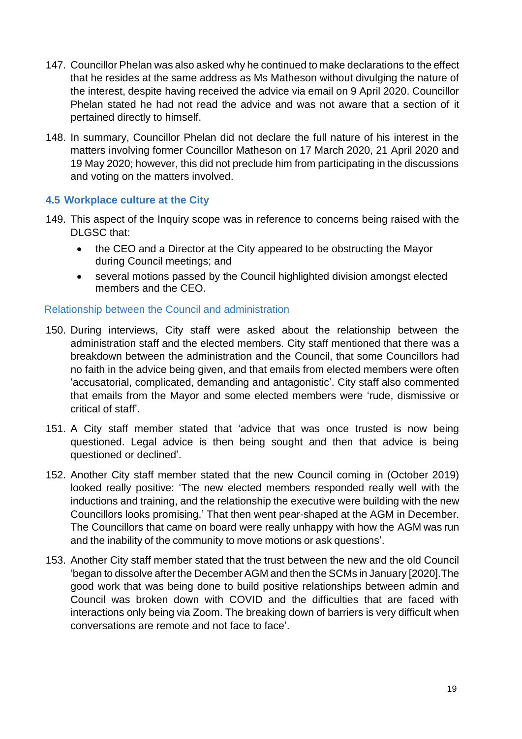147. Councillor Phelan was also asked why he continued to make declarations to the effect that he resides at the same address as Ms Matheson without divulging the nature of the interest, despite having received the advice via email on 9 April 2020. Councillor Phelan stated he had not read the advice and was not aware that a section of it pertained directly to himself.

148. In summary, Councillor Phelan did not declare the full nature of his interest in the matters involving former Councillor Matheson on 17 March 2020, 21 April 2020 and 19 May 2020; however, this did not preclude him from participating in the discussions and voting on the matters involved.

### 4.5 Workplace culture at the City

149. This aspect of the Inquiry scope was in reference to concerns being raised with the DLGSC that:

- the CEO and a Director at the City appeared to be obstructing the Mayor during Council meetings; and
- several motions passed by the Council highlighted division amongst elected members and the CEO.

#### Relationship between the Council and administration

150. During interviews, City staff were asked about the relationship between the administration staff and the elected members. City staff mentioned that there was a breakdown between the administration and the Council, that some Councillors had no faith in the advice being given, and that emails from elected members were often 'accusatorial, complicated, demanding and antagonistic'. City staff also commented that emails from the Mayor and some elected members were 'rude, dismissive or critical of staff'.

151. A City staff member stated that 'advice that was once trusted is now being questioned. Legal advice is then being sought and then that advice is being questioned or declined'.

152. Another City staff member stated that the new Council coming in (October 2019) looked really positive: 'The new elected members responded really well with the inductions and training, and the relationship the executive were building with the new Councillors looks promising.' That then went pear-shaped at the AGM in December. The Councillors that came on board were really unhappy with how the AGM was run and the inability of the community to move motions or ask questions'.

153. Another City staff member stated that the trust between the new and the old Council 'began to dissolve after the December AGM and then the SCMs in January [2020].The good work that was being done to build positive relationships between admin and Council was broken down with COVID and the difficulties that are faced with interactions only being via Zoom. The breaking down of barriers is very difficult when conversations are remote and not face to face'.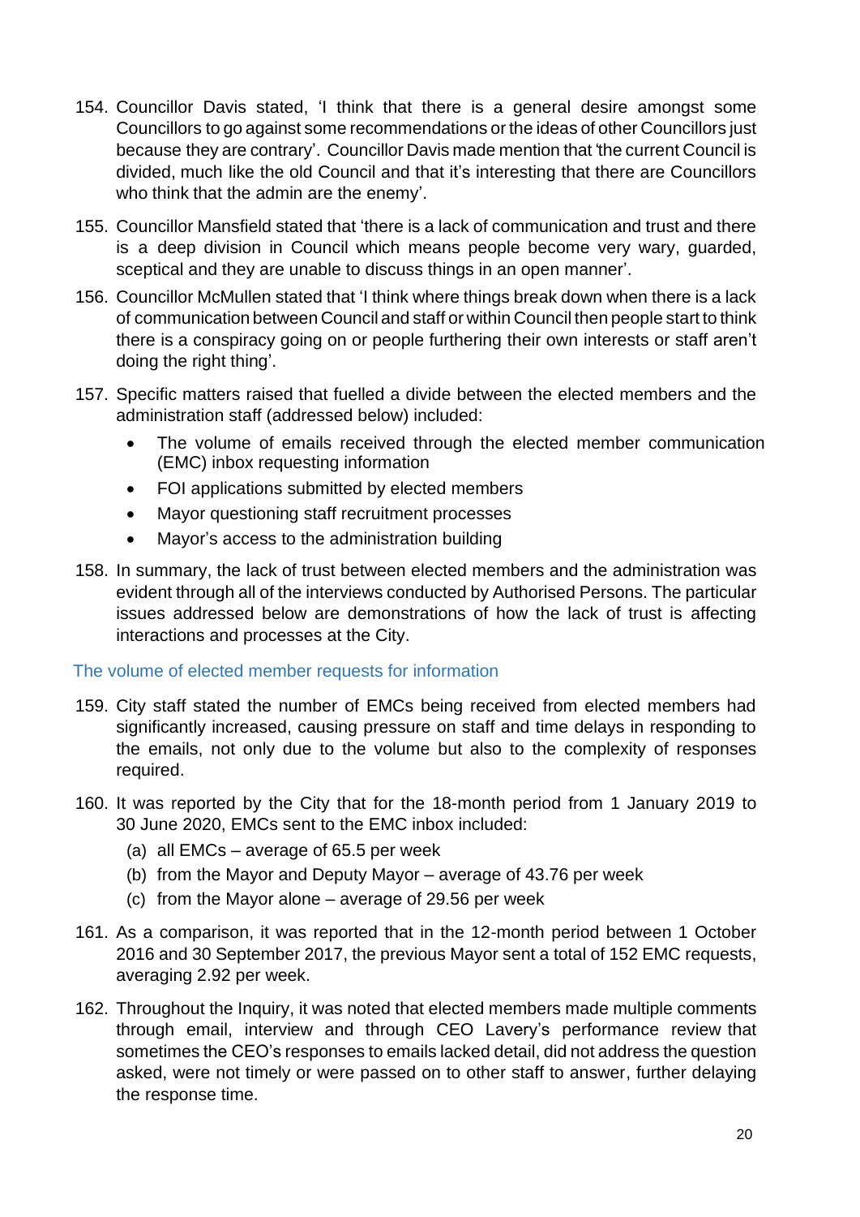154. Councillor Davis stated, 'I think that there is a general desire amongst some Councillors to go against some recommendations or the ideas of other Councillors just because they are contrary'. Councillor Davis made mention that 'the current Council is divided, much like the old Council and that it's interesting that there are Councillors who think that the admin are the enemy'.

155. Councillor Mansfield stated that 'there is a lack of communication and trust and there is a deep division in Council which means people become very wary, guarded, sceptical and they are unable to discuss things in an open manner'.

156. Councillor McMullen stated that 'I think where things break down when there is a lack of communication between Council and staff or within Council then people start to think there is a conspiracy going on or people furthering their own interests or staff aren't doing the right thing'.

157. Specific matters raised that fuelled a divide between the elected members and the administration staff (addressed below) included:
    - The volume of emails received through the elected member communication (EMC) inbox requesting information
    - FOI applications submitted by elected members
    - Mayor questioning staff recruitment processes
    - Mayor's access to the administration building

158. In summary, the lack of trust between elected members and the administration was evident through all of the interviews conducted by Authorised Persons. The particular issues addressed below are demonstrations of how the lack of trust is affecting interactions and processes at the City.

### The volume of elected member requests for information

159. City staff stated the number of EMCs being received from elected members had significantly increased, causing pressure on staff and time delays in responding to the emails, not only due to the volume but also to the complexity of responses required.

160. It was reported by the City that for the 18-month period from 1 January 2019 to 30 June 2020, EMCs sent to the EMC inbox included:
    (a) all EMCs – average of 65.5 per week
    (b) from the Mayor and Deputy Mayor – average of 43.76 per week
    (c) from the Mayor alone – average of 29.56 per week

161. As a comparison, it was reported that in the 12-month period between 1 October 2016 and 30 September 2017, the previous Mayor sent a total of 152 EMC requests, averaging 2.92 per week.

162. Throughout the Inquiry, it was noted that elected members made multiple comments through email, interview and through CEO Lavery's performance review that sometimes the CEO's responses to emails lacked detail, did not address the question asked, were not timely or were passed on to other staff to answer, further delaying the response time.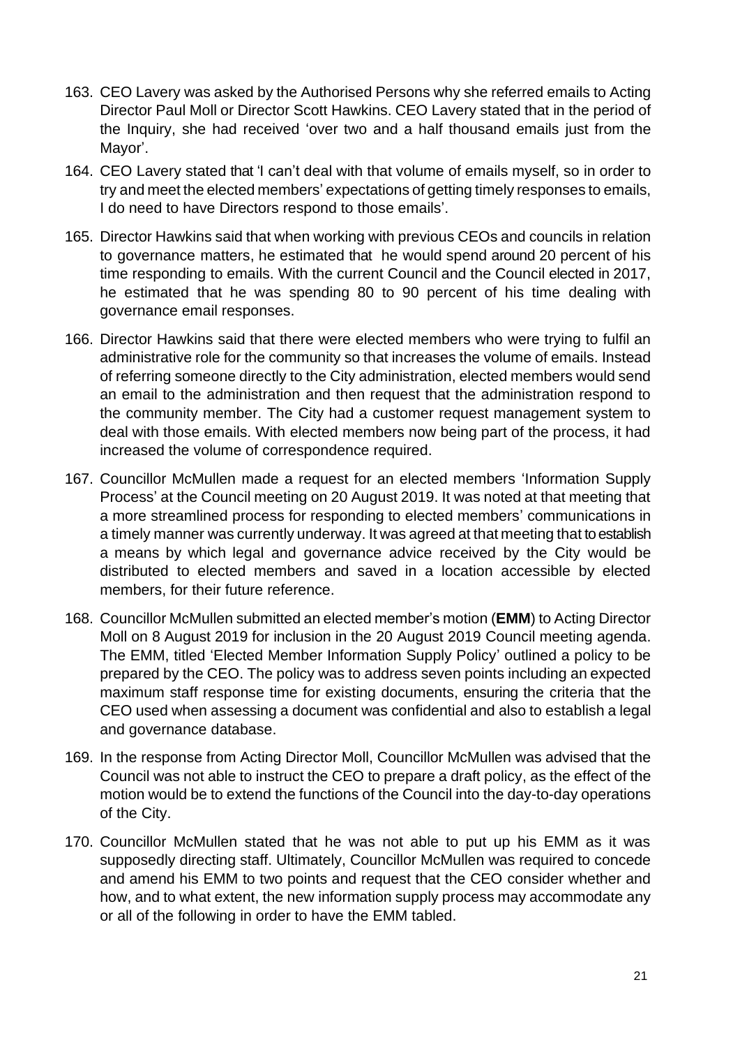163. CEO Lavery was asked by the Authorised Persons why she referred emails to Acting Director Paul Moll or Director Scott Hawkins. CEO Lavery stated that in the period of the Inquiry, she had received 'over two and a half thousand emails just from the Mayor'.

164. CEO Lavery stated that 'I can't deal with that volume of emails myself, so in order to try and meet the elected members' expectations of getting timely responses to emails, I do need to have Directors respond to those emails'.

165. Director Hawkins said that when working with previous CEOs and councils in relation to governance matters, he estimated that he would spend around 20 percent of his time responding to emails. With the current Council and the Council elected in 2017, he estimated that he was spending 80 to 90 percent of his time dealing with governance email responses.

166. Director Hawkins said that there were elected members who were trying to fulfil an administrative role for the community so that increases the volume of emails. Instead of referring someone directly to the City administration, elected members would send an email to the administration and then request that the administration respond to the community member. The City had a customer request management system to deal with those emails. With elected members now being part of the process, it had increased the volume of correspondence required.

167. Councillor McMullen made a request for an elected members 'Information Supply Process' at the Council meeting on 20 August 2019. It was noted at that meeting that a more streamlined process for responding to elected members' communications in a timely manner was currently underway. It was agreed at that meeting that to establish a means by which legal and governance advice received by the City would be distributed to elected members and saved in a location accessible by elected members, for their future reference.

168. Councillor McMullen submitted an elected member's motion (**EMM**) to Acting Director Moll on 8 August 2019 for inclusion in the 20 August 2019 Council meeting agenda. The EMM, titled 'Elected Member Information Supply Policy' outlined a policy to be prepared by the CEO. The policy was to address seven points including an expected maximum staff response time for existing documents, ensuring the criteria that the CEO used when assessing a document was confidential and also to establish a legal and governance database.

169. In the response from Acting Director Moll, Councillor McMullen was advised that the Council was not able to instruct the CEO to prepare a draft policy, as the effect of the motion would be to extend the functions of the Council into the day-to-day operations of the City.

170. Councillor McMullen stated that he was not able to put up his EMM as it was supposedly directing staff. Ultimately, Councillor McMullen was required to concede and amend his EMM to two points and request that the CEO consider whether and how, and to what extent, the new information supply process may accommodate any or all of the following in order to have the EMM tabled.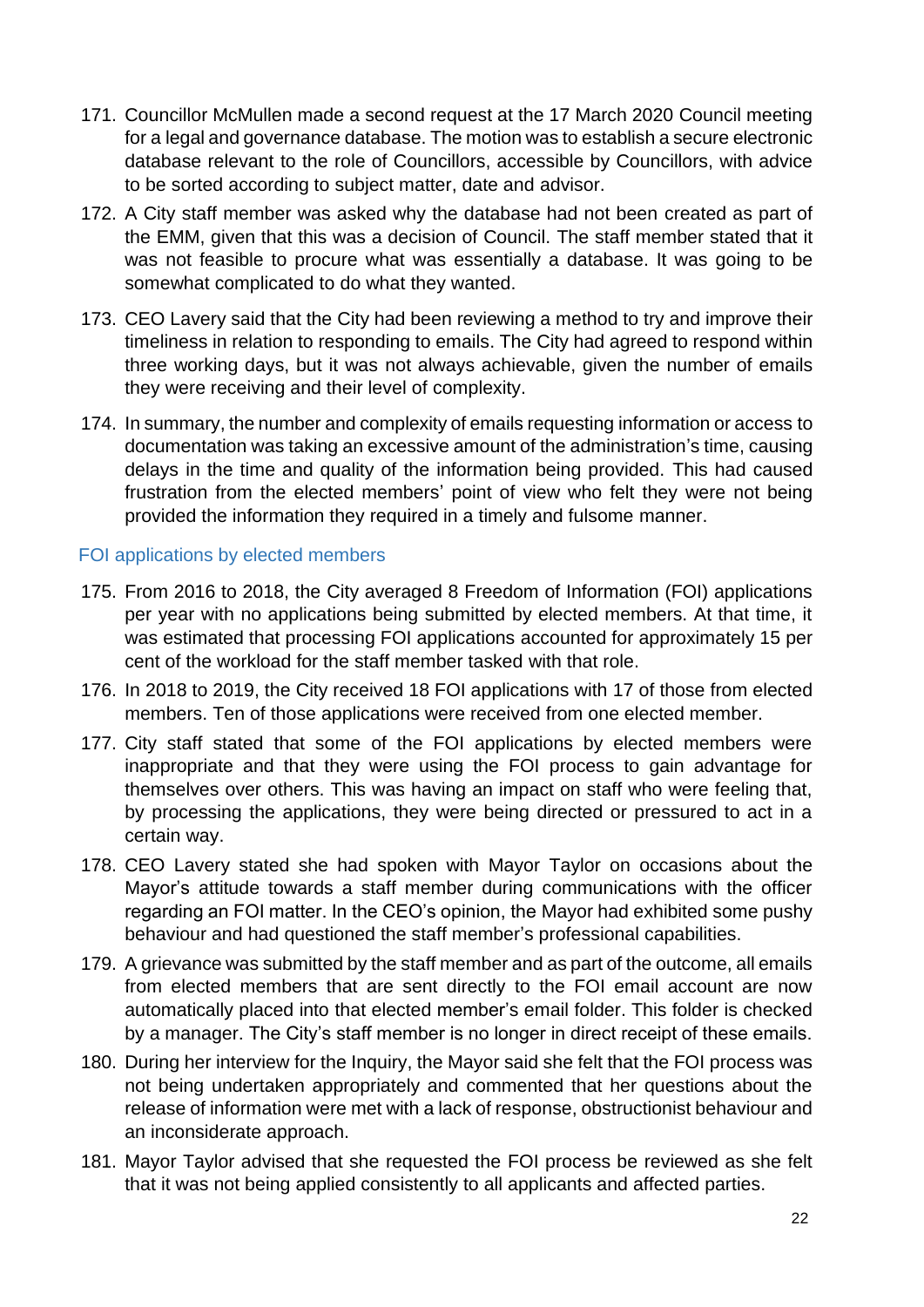171. Councillor McMullen made a second request at the 17 March 2020 Council meeting for a legal and governance database. The motion was to establish a secure electronic database relevant to the role of Councillors, accessible by Councillors, with advice to be sorted according to subject matter, date and advisor.

172. A City staff member was asked why the database had not been created as part of the EMM, given that this was a decision of Council. The staff member stated that it was not feasible to procure what was essentially a database. It was going to be somewhat complicated to do what they wanted.

173. CEO Lavery said that the City had been reviewing a method to try and improve their timeliness in relation to responding to emails. The City had agreed to respond within three working days, but it was not always achievable, given the number of emails they were receiving and their level of complexity.

174. In summary, the number and complexity of emails requesting information or access to documentation was taking an excessive amount of the administration's time, causing delays in the time and quality of the information being provided. This had caused frustration from the elected members' point of view who felt they were not being provided the information they required in a timely and fulsome manner.

### FOI applications by elected members

175. From 2016 to 2018, the City averaged 8 Freedom of Information (FOI) applications per year with no applications being submitted by elected members. At that time, it was estimated that processing FOI applications accounted for approximately 15 per cent of the workload for the staff member tasked with that role.

176. In 2018 to 2019, the City received 18 FOI applications with 17 of those from elected members. Ten of those applications were received from one elected member.

177. City staff stated that some of the FOI applications by elected members were inappropriate and that they were using the FOI process to gain advantage for themselves over others. This was having an impact on staff who were feeling that, by processing the applications, they were being directed or pressured to act in a certain way.

178. CEO Lavery stated she had spoken with Mayor Taylor on occasions about the Mayor's attitude towards a staff member during communications with the officer regarding an FOI matter. In the CEO's opinion, the Mayor had exhibited some pushy behaviour and had questioned the staff member's professional capabilities.

179. A grievance was submitted by the staff member and as part of the outcome, all emails from elected members that are sent directly to the FOI email account are now automatically placed into that elected member's email folder. This folder is checked by a manager. The City's staff member is no longer in direct receipt of these emails.

180. During her interview for the Inquiry, the Mayor said she felt that the FOI process was not being undertaken appropriately and commented that her questions about the release of information were met with a lack of response, obstructionist behaviour and an inconsiderate approach.

181. Mayor Taylor advised that she requested the FOI process be reviewed as she felt that it was not being applied consistently to all applicants and affected parties.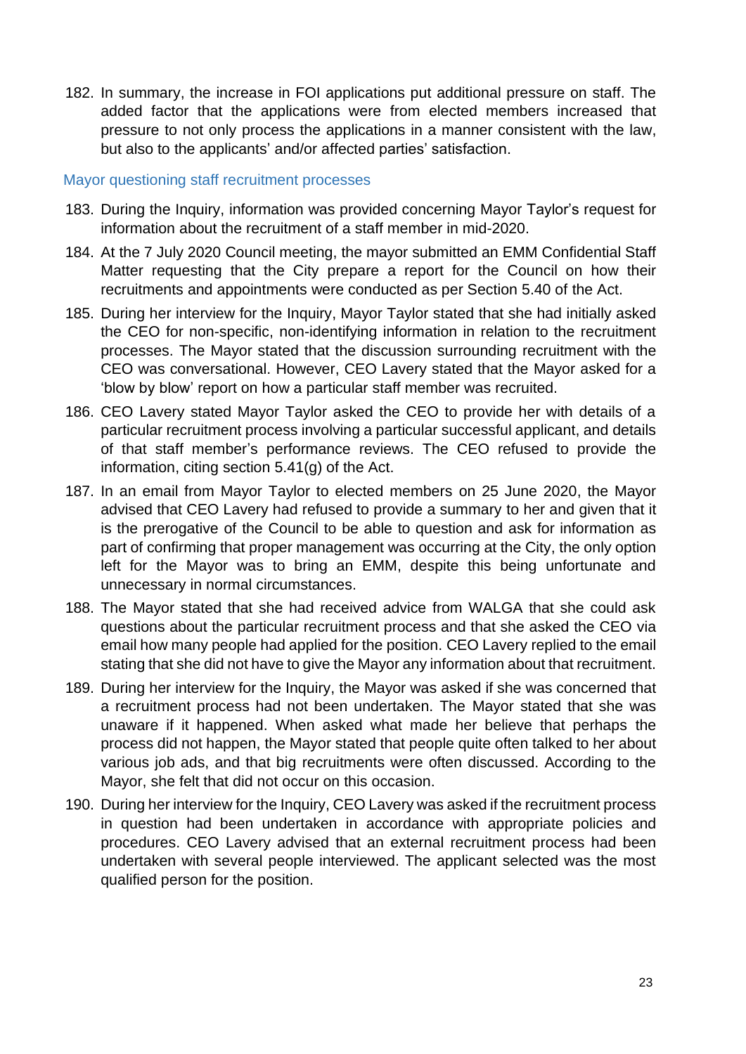182. In summary, the increase in FOI applications put additional pressure on staff. The added factor that the applications were from elected members increased that pressure to not only process the applications in a manner consistent with the law, but also to the applicants' and/or affected parties' satisfaction.

### Mayor questioning staff recruitment processes

183. During the Inquiry, information was provided concerning Mayor Taylor's request for information about the recruitment of a staff member in mid-2020.

184. At the 7 July 2020 Council meeting, the mayor submitted an EMM Confidential Staff Matter requesting that the City prepare a report for the Council on how their recruitments and appointments were conducted as per Section 5.40 of the Act.

185. During her interview for the Inquiry, Mayor Taylor stated that she had initially asked the CEO for non-specific, non-identifying information in relation to the recruitment processes. The Mayor stated that the discussion surrounding recruitment with the CEO was conversational. However, CEO Lavery stated that the Mayor asked for a 'blow by blow' report on how a particular staff member was recruited.

186. CEO Lavery stated Mayor Taylor asked the CEO to provide her with details of a particular recruitment process involving a particular successful applicant, and details of that staff member's performance reviews. The CEO refused to provide the information, citing section 5.41(g) of the Act.

187. In an email from Mayor Taylor to elected members on 25 June 2020, the Mayor advised that CEO Lavery had refused to provide a summary to her and given that it is the prerogative of the Council to be able to question and ask for information as part of confirming that proper management was occurring at the City, the only option left for the Mayor was to bring an EMM, despite this being unfortunate and unnecessary in normal circumstances.

188. The Mayor stated that she had received advice from WALGA that she could ask questions about the particular recruitment process and that she asked the CEO via email how many people had applied for the position. CEO Lavery replied to the email stating that she did not have to give the Mayor any information about that recruitment.

189. During her interview for the Inquiry, the Mayor was asked if she was concerned that a recruitment process had not been undertaken. The Mayor stated that she was unaware if it happened. When asked what made her believe that perhaps the process did not happen, the Mayor stated that people quite often talked to her about various job ads, and that big recruitments were often discussed. According to the Mayor, she felt that did not occur on this occasion.

190. During her interview for the Inquiry, CEO Lavery was asked if the recruitment process in question had been undertaken in accordance with appropriate policies and procedures. CEO Lavery advised that an external recruitment process had been undertaken with several people interviewed. The applicant selected was the most qualified person for the position.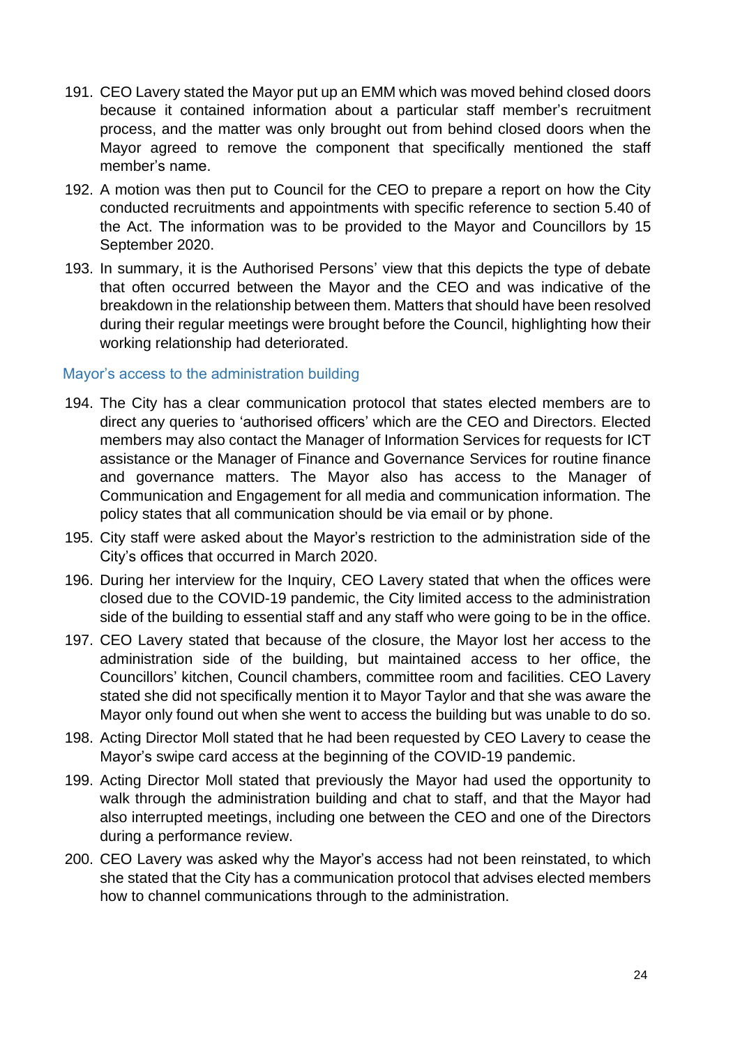191. CEO Lavery stated the Mayor put up an EMM which was moved behind closed doors because it contained information about a particular staff member's recruitment process, and the matter was only brought out from behind closed doors when the Mayor agreed to remove the component that specifically mentioned the staff member's name.

192. A motion was then put to Council for the CEO to prepare a report on how the City conducted recruitments and appointments with specific reference to section 5.40 of the Act. The information was to be provided to the Mayor and Councillors by 15 September 2020.

193. In summary, it is the Authorised Persons' view that this depicts the type of debate that often occurred between the Mayor and the CEO and was indicative of the breakdown in the relationship between them. Matters that should have been resolved during their regular meetings were brought before the Council, highlighting how their working relationship had deteriorated.

### Mayor's access to the administration building

194. The City has a clear communication protocol that states elected members are to direct any queries to 'authorised officers' which are the CEO and Directors. Elected members may also contact the Manager of Information Services for requests for ICT assistance or the Manager of Finance and Governance Services for routine finance and governance matters. The Mayor also has access to the Manager of Communication and Engagement for all media and communication information. The policy states that all communication should be via email or by phone.

195. City staff were asked about the Mayor's restriction to the administration side of the City's offices that occurred in March 2020.

196. During her interview for the Inquiry, CEO Lavery stated that when the offices were closed due to the COVID-19 pandemic, the City limited access to the administration side of the building to essential staff and any staff who were going to be in the office.

197. CEO Lavery stated that because of the closure, the Mayor lost her access to the administration side of the building, but maintained access to her office, the Councillors' kitchen, Council chambers, committee room and facilities. CEO Lavery stated she did not specifically mention it to Mayor Taylor and that she was aware the Mayor only found out when she went to access the building but was unable to do so.

198. Acting Director Moll stated that he had been requested by CEO Lavery to cease the Mayor's swipe card access at the beginning of the COVID-19 pandemic.

199. Acting Director Moll stated that previously the Mayor had used the opportunity to walk through the administration building and chat to staff, and that the Mayor had also interrupted meetings, including one between the CEO and one of the Directors during a performance review.

200. CEO Lavery was asked why the Mayor's access had not been reinstated, to which she stated that the City has a communication protocol that advises elected members how to channel communications through to the administration.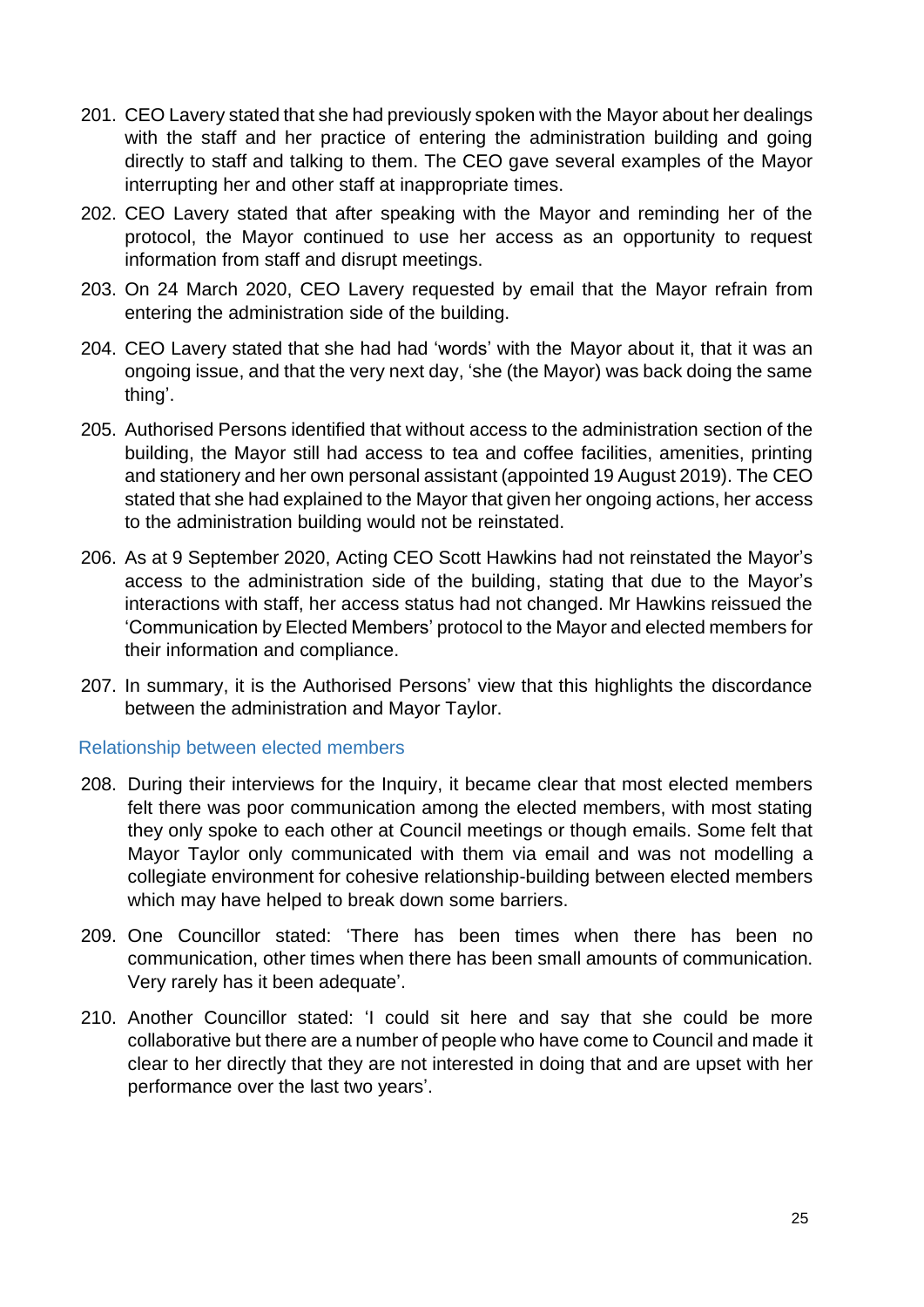201. CEO Lavery stated that she had previously spoken with the Mayor about her dealings with the staff and her practice of entering the administration building and going directly to staff and talking to them. The CEO gave several examples of the Mayor interrupting her and other staff at inappropriate times.

202. CEO Lavery stated that after speaking with the Mayor and reminding her of the protocol, the Mayor continued to use her access as an opportunity to request information from staff and disrupt meetings.

203. On 24 March 2020, CEO Lavery requested by email that the Mayor refrain from entering the administration side of the building.

204. CEO Lavery stated that she had had 'words' with the Mayor about it, that it was an ongoing issue, and that the very next day, 'she (the Mayor) was back doing the same thing'.

205. Authorised Persons identified that without access to the administration section of the building, the Mayor still had access to tea and coffee facilities, amenities, printing and stationery and her own personal assistant (appointed 19 August 2019). The CEO stated that she had explained to the Mayor that given her ongoing actions, her access to the administration building would not be reinstated.

206. As at 9 September 2020, Acting CEO Scott Hawkins had not reinstated the Mayor's access to the administration side of the building, stating that due to the Mayor's interactions with staff, her access status had not changed. Mr Hawkins reissued the 'Communication by Elected Members' protocol to the Mayor and elected members for their information and compliance.

207. In summary, it is the Authorised Persons' view that this highlights the discordance between the administration and Mayor Taylor.

### Relationship between elected members

208. During their interviews for the Inquiry, it became clear that most elected members felt there was poor communication among the elected members, with most stating they only spoke to each other at Council meetings or though emails. Some felt that Mayor Taylor only communicated with them via email and was not modelling a collegiate environment for cohesive relationship-building between elected members which may have helped to break down some barriers.

209. One Councillor stated: 'There has been times when there has been no communication, other times when there has been small amounts of communication. Very rarely has it been adequate'.

210. Another Councillor stated: 'I could sit here and say that she could be more collaborative but there are a number of people who have come to Council and made it clear to her directly that they are not interested in doing that and are upset with her performance over the last two years'.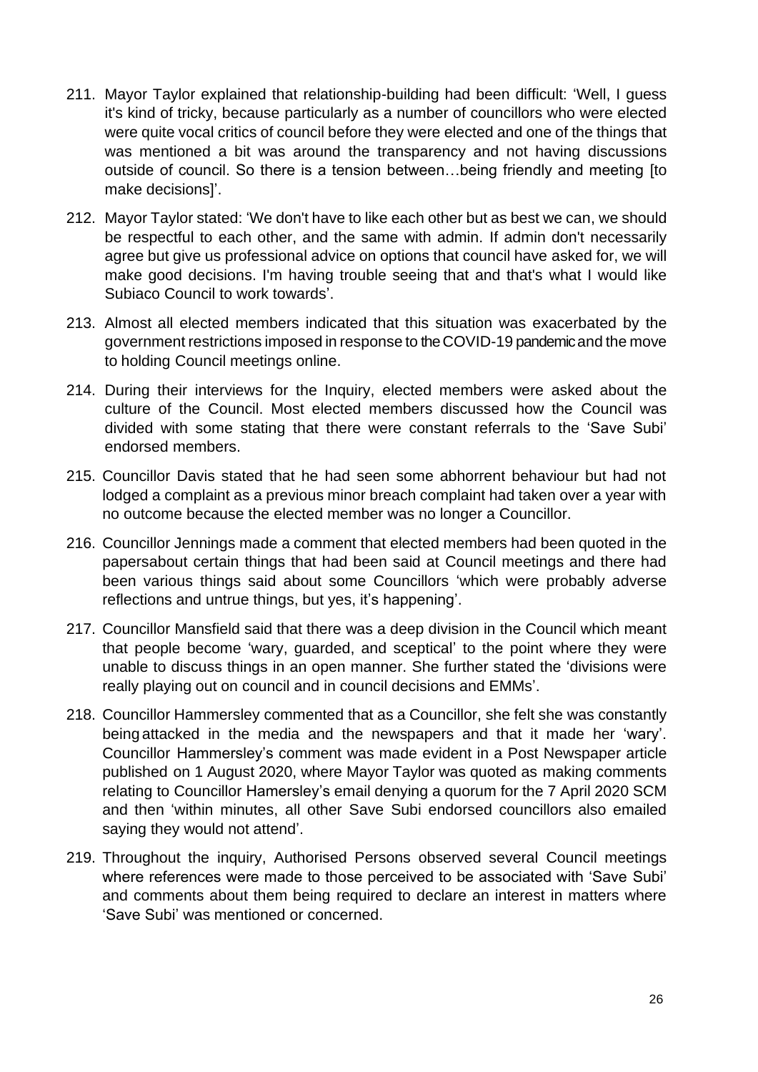211. Mayor Taylor explained that relationship-building had been difficult: 'Well, I guess it's kind of tricky, because particularly as a number of councillors who were elected were quite vocal critics of council before they were elected and one of the things that was mentioned a bit was around the transparency and not having discussions outside of council. So there is a tension between…being friendly and meeting [to make decisions]'.

212. Mayor Taylor stated: 'We don't have to like each other but as best we can, we should be respectful to each other, and the same with admin. If admin don't necessarily agree but give us professional advice on options that council have asked for, we will make good decisions. I'm having trouble seeing that and that's what I would like Subiaco Council to work towards'.

213. Almost all elected members indicated that this situation was exacerbated by the government restrictions imposed in response to the COVID-19 pandemic and the move to holding Council meetings online.

214. During their interviews for the Inquiry, elected members were asked about the culture of the Council. Most elected members discussed how the Council was divided with some stating that there were constant referrals to the 'Save Subi' endorsed members.

215. Councillor Davis stated that he had seen some abhorrent behaviour but had not lodged a complaint as a previous minor breach complaint had taken over a year with no outcome because the elected member was no longer a Councillor.

216. Councillor Jennings made a comment that elected members had been quoted in the papersabout certain things that had been said at Council meetings and there had been various things said about some Councillors 'which were probably adverse reflections and untrue things, but yes, it's happening'.

217. Councillor Mansfield said that there was a deep division in the Council which meant that people become 'wary, guarded, and sceptical' to the point where they were unable to discuss things in an open manner. She further stated the 'divisions were really playing out on council and in council decisions and EMMs'.

218. Councillor Hammersley commented that as a Councillor, she felt she was constantly being attacked in the media and the newspapers and that it made her 'wary'. Councillor Hammersley's comment was made evident in a Post Newspaper article published on 1 August 2020, where Mayor Taylor was quoted as making comments relating to Councillor Hamersley's email denying a quorum for the 7 April 2020 SCM and then 'within minutes, all other Save Subi endorsed councillors also emailed saying they would not attend'.

219. Throughout the inquiry, Authorised Persons observed several Council meetings where references were made to those perceived to be associated with 'Save Subi' and comments about them being required to declare an interest in matters where 'Save Subi' was mentioned or concerned.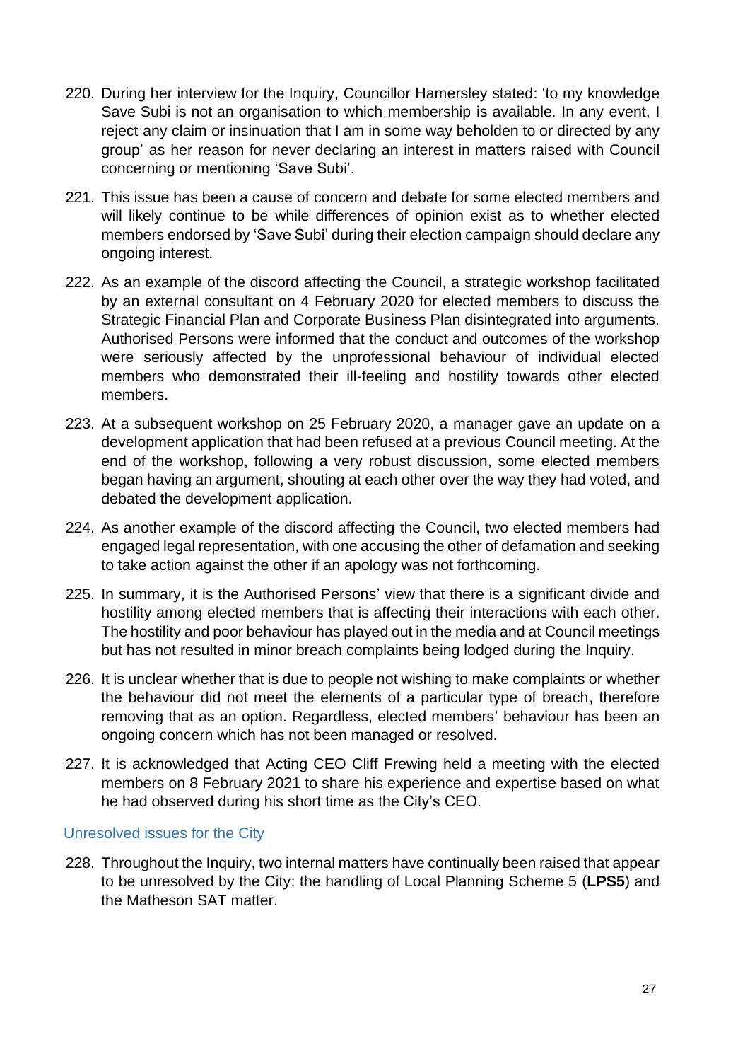220. During her interview for the Inquiry, Councillor Hamersley stated: 'to my knowledge Save Subi is not an organisation to which membership is available. In any event, I reject any claim or insinuation that I am in some way beholden to or directed by any group' as her reason for never declaring an interest in matters raised with Council concerning or mentioning 'Save Subi'.

221. This issue has been a cause of concern and debate for some elected members and will likely continue to be while differences of opinion exist as to whether elected members endorsed by 'Save Subi' during their election campaign should declare any ongoing interest.

222. As an example of the discord affecting the Council, a strategic workshop facilitated by an external consultant on 4 February 2020 for elected members to discuss the Strategic Financial Plan and Corporate Business Plan disintegrated into arguments. Authorised Persons were informed that the conduct and outcomes of the workshop were seriously affected by the unprofessional behaviour of individual elected members who demonstrated their ill-feeling and hostility towards other elected members.

223. At a subsequent workshop on 25 February 2020, a manager gave an update on a development application that had been refused at a previous Council meeting. At the end of the workshop, following a very robust discussion, some elected members began having an argument, shouting at each other over the way they had voted, and debated the development application.

224. As another example of the discord affecting the Council, two elected members had engaged legal representation, with one accusing the other of defamation and seeking to take action against the other if an apology was not forthcoming.

225. In summary, it is the Authorised Persons' view that there is a significant divide and hostility among elected members that is affecting their interactions with each other. The hostility and poor behaviour has played out in the media and at Council meetings but has not resulted in minor breach complaints being lodged during the Inquiry.

226. It is unclear whether that is due to people not wishing to make complaints or whether the behaviour did not meet the elements of a particular type of breach, therefore removing that as an option. Regardless, elected members' behaviour has been an ongoing concern which has not been managed or resolved.

227. It is acknowledged that Acting CEO Cliff Frewing held a meeting with the elected members on 8 February 2021 to share his experience and expertise based on what he had observed during his short time as the City's CEO.

### Unresolved issues for the City

228. Throughout the Inquiry, two internal matters have continually been raised that appear to be unresolved by the City: the handling of Local Planning Scheme 5 (**LPS5**) and the Matheson SAT matter.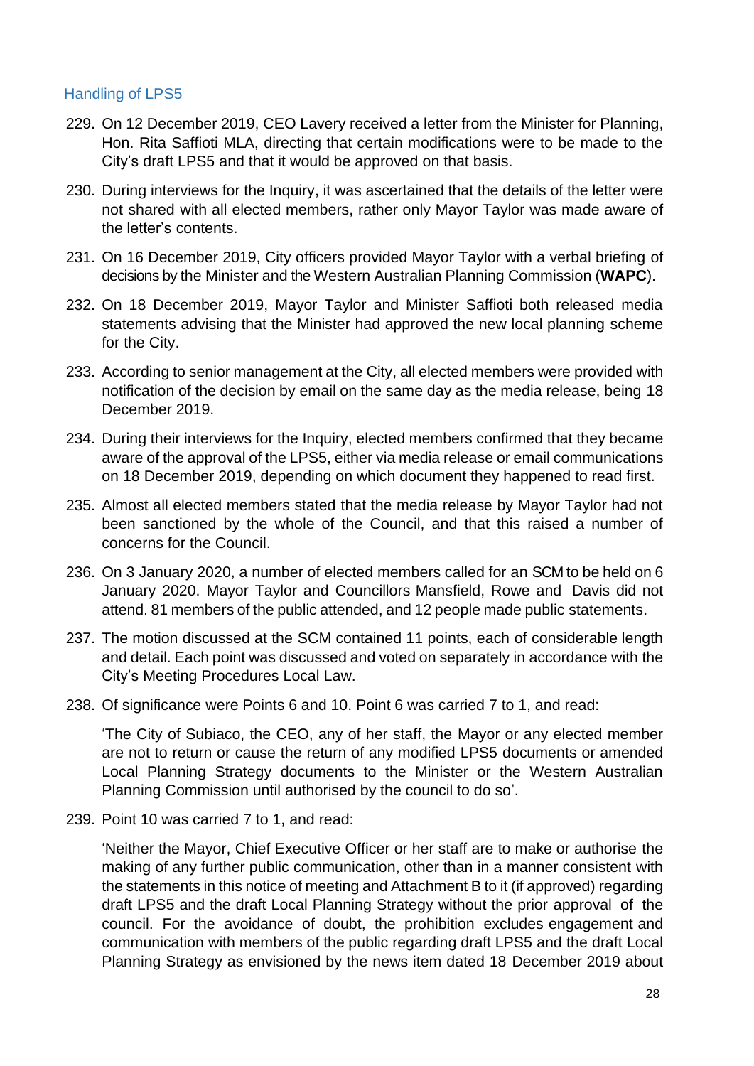### Handling of LPS5

229. On 12 December 2019, CEO Lavery received a letter from the Minister for Planning, Hon. Rita Saffioti MLA, directing that certain modifications were to be made to the City's draft LPS5 and that it would be approved on that basis.

230. During interviews for the Inquiry, it was ascertained that the details of the letter were not shared with all elected members, rather only Mayor Taylor was made aware of the letter's contents.

231. On 16 December 2019, City officers provided Mayor Taylor with a verbal briefing of decisions by the Minister and the Western Australian Planning Commission (**WAPC**).

232. On 18 December 2019, Mayor Taylor and Minister Saffioti both released media statements advising that the Minister had approved the new local planning scheme for the City.

233. According to senior management at the City, all elected members were provided with notification of the decision by email on the same day as the media release, being 18 December 2019.

234. During their interviews for the Inquiry, elected members confirmed that they became aware of the approval of the LPS5, either via media release or email communications on 18 December 2019, depending on which document they happened to read first.

235. Almost all elected members stated that the media release by Mayor Taylor had not been sanctioned by the whole of the Council, and that this raised a number of concerns for the Council.

236. On 3 January 2020, a number of elected members called for an SCM to be held on 6 January 2020. Mayor Taylor and Councillors Mansfield, Rowe and Davis did not attend. 81 members of the public attended, and 12 people made public statements.

237. The motion discussed at the SCM contained 11 points, each of considerable length and detail. Each point was discussed and voted on separately in accordance with the City's Meeting Procedures Local Law.

238. Of significance were Points 6 and 10. Point 6 was carried 7 to 1, and read:

    'The City of Subiaco, the CEO, any of her staff, the Mayor or any elected member are not to return or cause the return of any modified LPS5 documents or amended Local Planning Strategy documents to the Minister or the Western Australian Planning Commission until authorised by the council to do so'.

239. Point 10 was carried 7 to 1, and read:

    'Neither the Mayor, Chief Executive Officer or her staff are to make or authorise the making of any further public communication, other than in a manner consistent with the statements in this notice of meeting and Attachment B to it (if approved) regarding draft LPS5 and the draft Local Planning Strategy without the prior approval of the council. For the avoidance of doubt, the prohibition excludes engagement and communication with members of the public regarding draft LPS5 and the draft Local Planning Strategy as envisioned by the news item dated 18 December 2019 about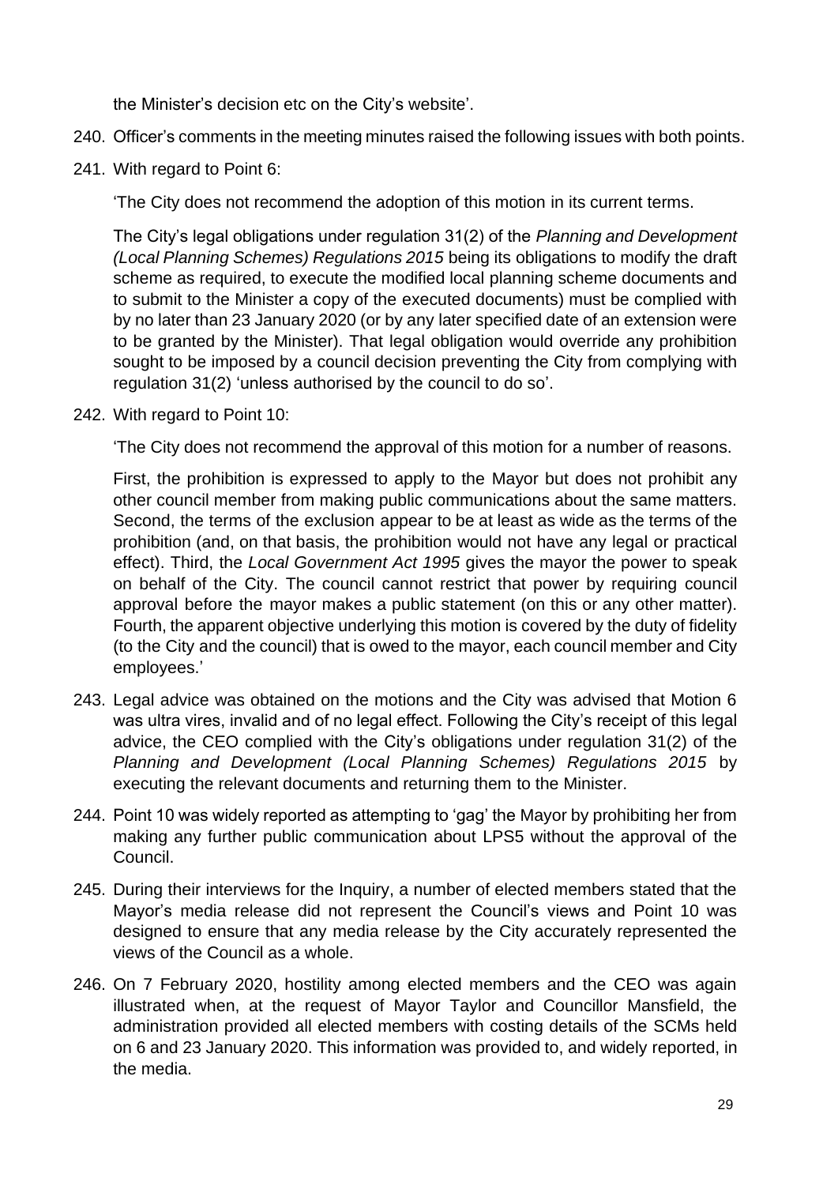the Minister's decision etc on the City's website'.

240. Officer's comments in the meeting minutes raised the following issues with both points.

241. With regard to Point 6:

 'The City does not recommend the adoption of this motion in its current terms.

 The City's legal obligations under regulation 31(2) of the *Planning and Development (Local Planning Schemes) Regulations 2015* being its obligations to modify the draft scheme as required, to execute the modified local planning scheme documents and to submit to the Minister a copy of the executed documents) must be complied with by no later than 23 January 2020 (or by any later specified date of an extension were to be granted by the Minister). That legal obligation would override any prohibition sought to be imposed by a council decision preventing the City from complying with regulation 31(2) 'unless authorised by the council to do so'.

242. With regard to Point 10:

 'The City does not recommend the approval of this motion for a number of reasons.

 First, the prohibition is expressed to apply to the Mayor but does not prohibit any other council member from making public communications about the same matters. Second, the terms of the exclusion appear to be at least as wide as the terms of the prohibition (and, on that basis, the prohibition would not have any legal or practical effect). Third, the *Local Government Act 1995* gives the mayor the power to speak on behalf of the City. The council cannot restrict that power by requiring council approval before the mayor makes a public statement (on this or any other matter). Fourth, the apparent objective underlying this motion is covered by the duty of fidelity (to the City and the council) that is owed to the mayor, each council member and City employees.'

243. Legal advice was obtained on the motions and the City was advised that Motion 6 was ultra vires, invalid and of no legal effect. Following the City's receipt of this legal advice, the CEO complied with the City's obligations under regulation 31(2) of the *Planning and Development (Local Planning Schemes) Regulations 2015* by executing the relevant documents and returning them to the Minister.

244. Point 10 was widely reported as attempting to 'gag' the Mayor by prohibiting her from making any further public communication about LPS5 without the approval of the Council.

245. During their interviews for the Inquiry, a number of elected members stated that the Mayor's media release did not represent the Council's views and Point 10 was designed to ensure that any media release by the City accurately represented the views of the Council as a whole.

246. On 7 February 2020, hostility among elected members and the CEO was again illustrated when, at the request of Mayor Taylor and Councillor Mansfield, the administration provided all elected members with costing details of the SCMs held on 6 and 23 January 2020. This information was provided to, and widely reported, in the media.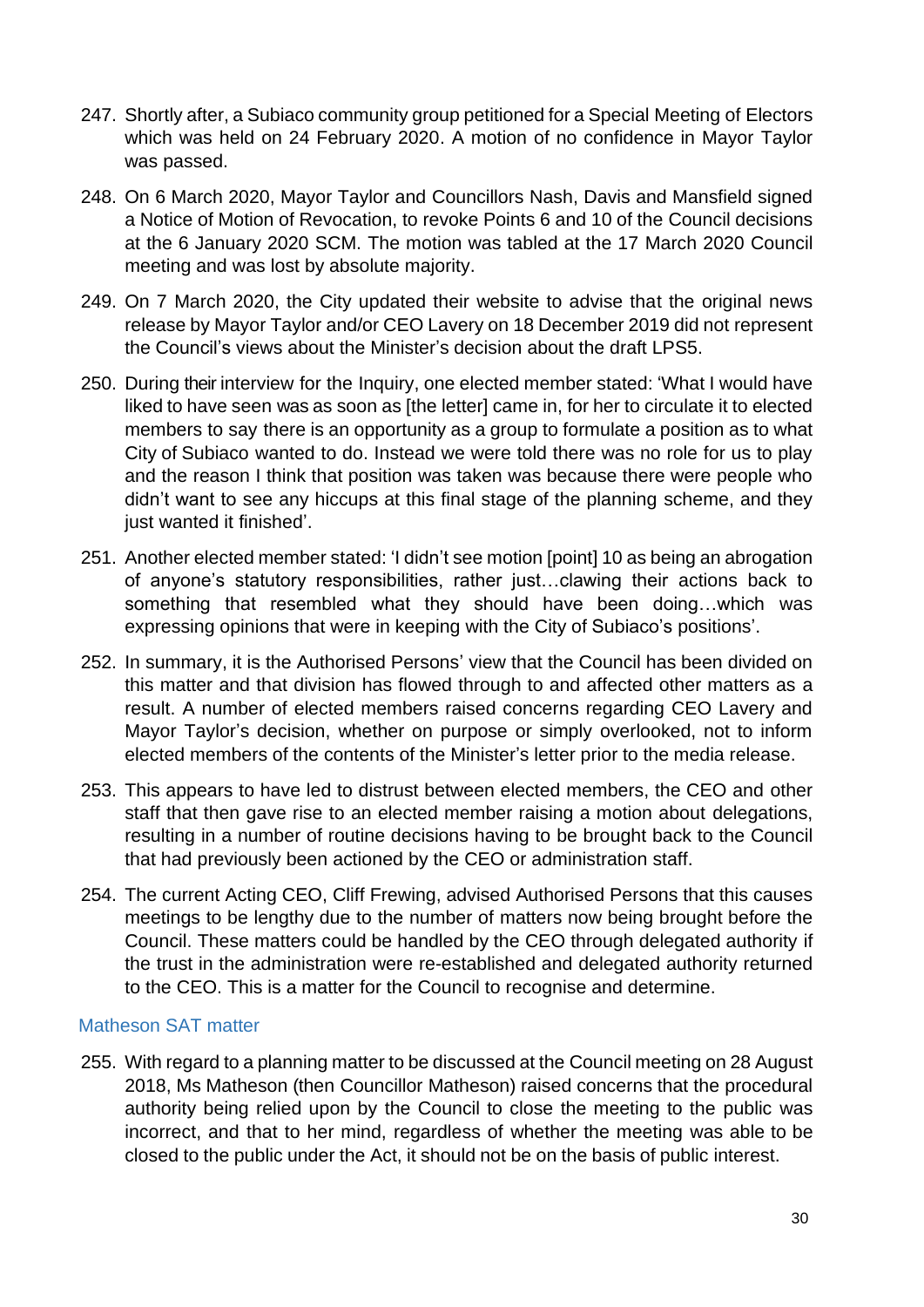247. Shortly after, a Subiaco community group petitioned for a Special Meeting of Electors which was held on 24 February 2020. A motion of no confidence in Mayor Taylor was passed.

248. On 6 March 2020, Mayor Taylor and Councillors Nash, Davis and Mansfield signed a Notice of Motion of Revocation, to revoke Points 6 and 10 of the Council decisions at the 6 January 2020 SCM. The motion was tabled at the 17 March 2020 Council meeting and was lost by absolute majority.

249. On 7 March 2020, the City updated their website to advise that the original news release by Mayor Taylor and/or CEO Lavery on 18 December 2019 did not represent the Council's views about the Minister's decision about the draft LPS5.

250. During their interview for the Inquiry, one elected member stated: 'What I would have liked to have seen was as soon as [the letter] came in, for her to circulate it to elected members to say there is an opportunity as a group to formulate a position as to what City of Subiaco wanted to do. Instead we were told there was no role for us to play and the reason I think that position was taken was because there were people who didn't want to see any hiccups at this final stage of the planning scheme, and they just wanted it finished'.

251. Another elected member stated: 'I didn't see motion [point] 10 as being an abrogation of anyone's statutory responsibilities, rather just…clawing their actions back to something that resembled what they should have been doing…which was expressing opinions that were in keeping with the City of Subiaco's positions'.

252. In summary, it is the Authorised Persons' view that the Council has been divided on this matter and that division has flowed through to and affected other matters as a result. A number of elected members raised concerns regarding CEO Lavery and Mayor Taylor's decision, whether on purpose or simply overlooked, not to inform elected members of the contents of the Minister's letter prior to the media release.

253. This appears to have led to distrust between elected members, the CEO and other staff that then gave rise to an elected member raising a motion about delegations, resulting in a number of routine decisions having to be brought back to the Council that had previously been actioned by the CEO or administration staff.

254. The current Acting CEO, Cliff Frewing, advised Authorised Persons that this causes meetings to be lengthy due to the number of matters now being brought before the Council. These matters could be handled by the CEO through delegated authority if the trust in the administration were re-established and delegated authority returned to the CEO. This is a matter for the Council to recognise and determine.

### Matheson SAT matter

255. With regard to a planning matter to be discussed at the Council meeting on 28 August 2018, Ms Matheson (then Councillor Matheson) raised concerns that the procedural authority being relied upon by the Council to close the meeting to the public was incorrect, and that to her mind, regardless of whether the meeting was able to be closed to the public under the Act, it should not be on the basis of public interest.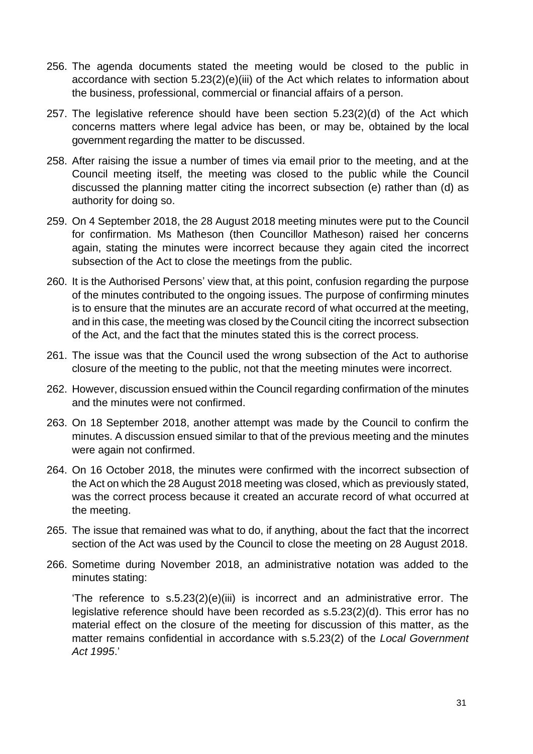256. The agenda documents stated the meeting would be closed to the public in accordance with section 5.23(2)(e)(iii) of the Act which relates to information about the business, professional, commercial or financial affairs of a person.

257. The legislative reference should have been section 5.23(2)(d) of the Act which concerns matters where legal advice has been, or may be, obtained by the local government regarding the matter to be discussed.

258. After raising the issue a number of times via email prior to the meeting, and at the Council meeting itself, the meeting was closed to the public while the Council discussed the planning matter citing the incorrect subsection (e) rather than (d) as authority for doing so.

259. On 4 September 2018, the 28 August 2018 meeting minutes were put to the Council for confirmation. Ms Matheson (then Councillor Matheson) raised her concerns again, stating the minutes were incorrect because they again cited the incorrect subsection of the Act to close the meetings from the public.

260. It is the Authorised Persons' view that, at this point, confusion regarding the purpose of the minutes contributed to the ongoing issues. The purpose of confirming minutes is to ensure that the minutes are an accurate record of what occurred at the meeting, and in this case, the meeting was closed by the Council citing the incorrect subsection of the Act, and the fact that the minutes stated this is the correct process.

261. The issue was that the Council used the wrong subsection of the Act to authorise closure of the meeting to the public, not that the meeting minutes were incorrect.

262. However, discussion ensued within the Council regarding confirmation of the minutes and the minutes were not confirmed.

263. On 18 September 2018, another attempt was made by the Council to confirm the minutes. A discussion ensued similar to that of the previous meeting and the minutes were again not confirmed.

264. On 16 October 2018, the minutes were confirmed with the incorrect subsection of the Act on which the 28 August 2018 meeting was closed, which as previously stated, was the correct process because it created an accurate record of what occurred at the meeting.

265. The issue that remained was what to do, if anything, about the fact that the incorrect section of the Act was used by the Council to close the meeting on 28 August 2018.

266. Sometime during November 2018, an administrative notation was added to the minutes stating:

    'The reference to s.5.23(2)(e)(iii) is incorrect and an administrative error. The legislative reference should have been recorded as s.5.23(2)(d). This error has no material effect on the closure of the meeting for discussion of this matter, as the matter remains confidential in accordance with s.5.23(2) of the *Local Government Act 1995*.'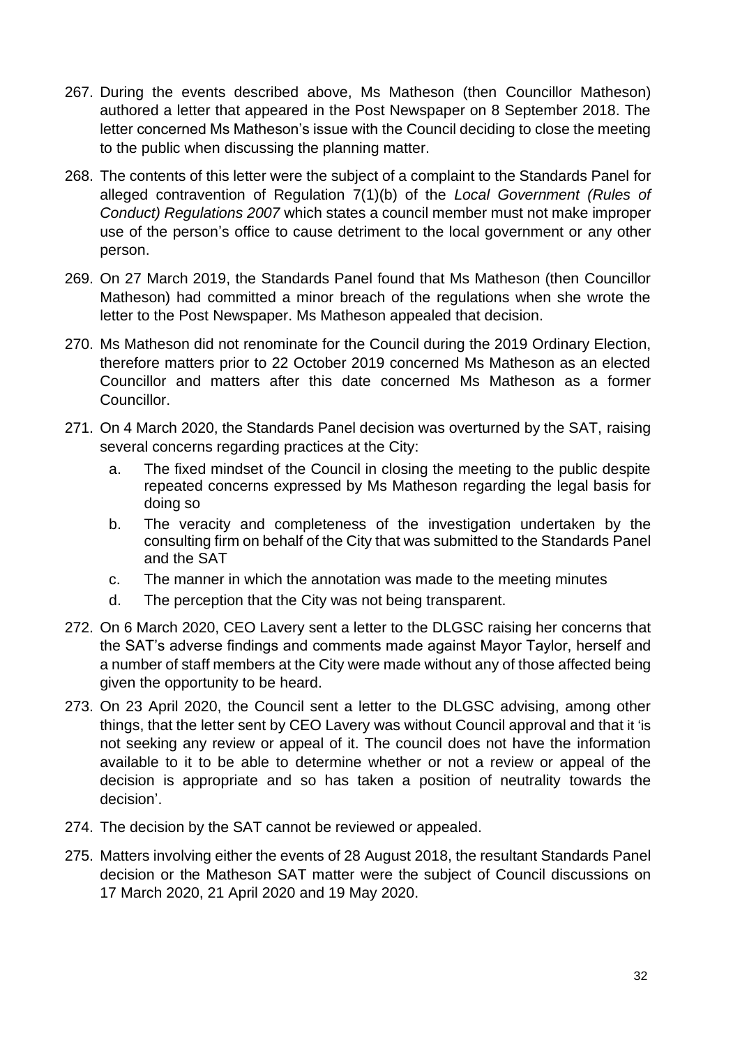267. During the events described above, Ms Matheson (then Councillor Matheson) authored a letter that appeared in the Post Newspaper on 8 September 2018. The letter concerned Ms Matheson's issue with the Council deciding to close the meeting to the public when discussing the planning matter.

268. The contents of this letter were the subject of a complaint to the Standards Panel for alleged contravention of Regulation 7(1)(b) of the *Local Government (Rules of Conduct) Regulations 2007* which states a council member must not make improper use of the person's office to cause detriment to the local government or any other person.

269. On 27 March 2019, the Standards Panel found that Ms Matheson (then Councillor Matheson) had committed a minor breach of the regulations when she wrote the letter to the Post Newspaper. Ms Matheson appealed that decision.

270. Ms Matheson did not renominate for the Council during the 2019 Ordinary Election, therefore matters prior to 22 October 2019 concerned Ms Matheson as an elected Councillor and matters after this date concerned Ms Matheson as a former Councillor.

271. On 4 March 2020, the Standards Panel decision was overturned by the SAT, raising several concerns regarding practices at the City:
    a. The fixed mindset of the Council in closing the meeting to the public despite repeated concerns expressed by Ms Matheson regarding the legal basis for doing so
    b. The veracity and completeness of the investigation undertaken by the consulting firm on behalf of the City that was submitted to the Standards Panel and the SAT
    c. The manner in which the annotation was made to the meeting minutes
    d. The perception that the City was not being transparent.

272. On 6 March 2020, CEO Lavery sent a letter to the DLGSC raising her concerns that the SAT's adverse findings and comments made against Mayor Taylor, herself and a number of staff members at the City were made without any of those affected being given the opportunity to be heard.

273. On 23 April 2020, the Council sent a letter to the DLGSC advising, among other things, that the letter sent by CEO Lavery was without Council approval and that it 'is not seeking any review or appeal of it. The council does not have the information available to it to be able to determine whether or not a review or appeal of the decision is appropriate and so has taken a position of neutrality towards the decision'.

274. The decision by the SAT cannot be reviewed or appealed.

275. Matters involving either the events of 28 August 2018, the resultant Standards Panel decision or the Matheson SAT matter were the subject of Council discussions on 17 March 2020, 21 April 2020 and 19 May 2020.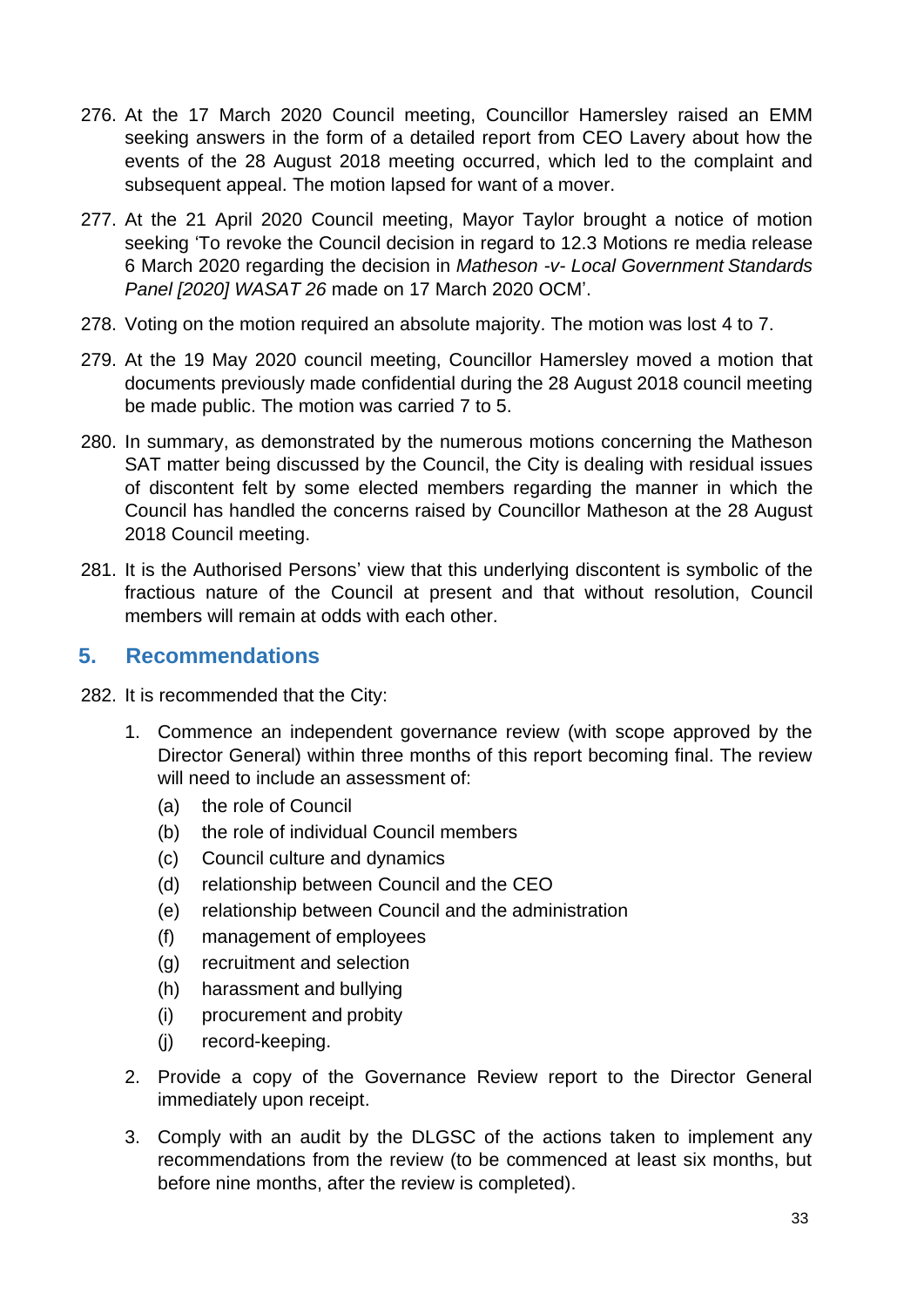276. At the 17 March 2020 Council meeting, Councillor Hamersley raised an EMM seeking answers in the form of a detailed report from CEO Lavery about how the events of the 28 August 2018 meeting occurred, which led to the complaint and subsequent appeal. The motion lapsed for want of a mover.

277. At the 21 April 2020 Council meeting, Mayor Taylor brought a notice of motion seeking 'To revoke the Council decision in regard to 12.3 Motions re media release 6 March 2020 regarding the decision in *Matheson -v- Local Government Standards Panel [2020] WASAT 26* made on 17 March 2020 OCM'.

278. Voting on the motion required an absolute majority. The motion was lost 4 to 7.

279. At the 19 May 2020 council meeting, Councillor Hamersley moved a motion that documents previously made confidential during the 28 August 2018 council meeting be made public. The motion was carried 7 to 5.

280. In summary, as demonstrated by the numerous motions concerning the Matheson SAT matter being discussed by the Council, the City is dealing with residual issues of discontent felt by some elected members regarding the manner in which the Council has handled the concerns raised by Councillor Matheson at the 28 August 2018 Council meeting.

281. It is the Authorised Persons' view that this underlying discontent is symbolic of the fractious nature of the Council at present and that without resolution, Council members will remain at odds with each other.

## 5. Recommendations

282. It is recommended that the City:

1. Commence an independent governance review (with scope approved by the Director General) within three months of this report becoming final. The review will need to include an assessment of:
   - (a) the role of Council
   - (b) the role of individual Council members
   - (c) Council culture and dynamics
   - (d) relationship between Council and the CEO
   - (e) relationship between Council and the administration
   - (f) management of employees
   - (g) recruitment and selection
   - (h) harassment and bullying
   - (i) procurement and probity
   - (j) record-keeping.
2. Provide a copy of the Governance Review report to the Director General immediately upon receipt.
3. Comply with an audit by the DLGSC of the actions taken to implement any recommendations from the review (to be commenced at least six months, but before nine months, after the review is completed).